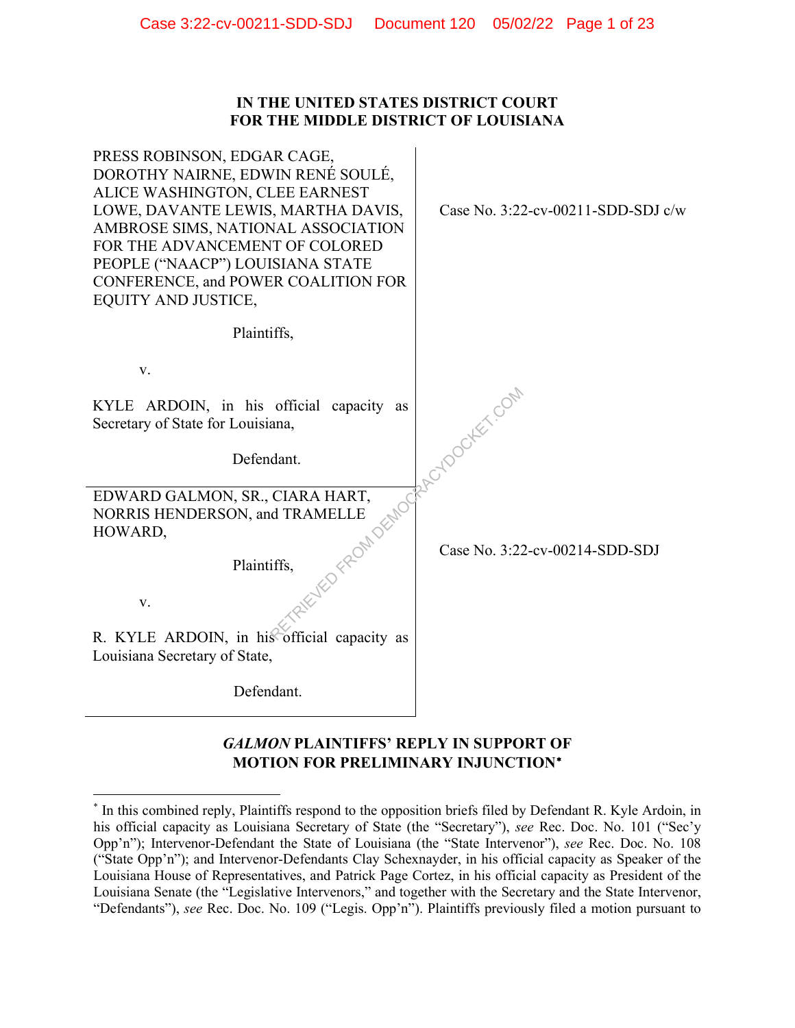**IN THE UNITED STATES DISTRICT COURT**
**FOR THE MIDDLE DISTRICT OF LOUISIANA**

| | |
|---|---|
| PRESS ROBINSON, EDGAR CAGE, DOROTHY NAIRNE, EDWIN RENÉ SOULÉ, ALICE WASHINGTON, CLEE EARNEST LOWE, DAVANTE LEWIS, MARTHA DAVIS, AMBROSE SIMS, NATIONAL ASSOCIATION FOR THE ADVANCEMENT OF COLORED PEOPLE ("NAACP") LOUISIANA STATE CONFERENCE, and POWER COALITION FOR EQUITY AND JUSTICE,<br><br>Plaintiffs,<br><br>v.<br><br>KYLE ARDOIN, in his official capacity as Secretary of State for Louisiana,<br><br>Defendant. | Case No. 3:22-cv-00211-SDD-SDJ c/w |
| EDWARD GALMON, SR., CIARA HART, NORRIS HENDERSON, and TRAMELLE HOWARD,<br><br>Plaintiffs,<br><br>v.<br><br>R. KYLE ARDOIN, in his official capacity as Louisiana Secretary of State,<br><br>Defendant. | Case No. 3:22-cv-00214-SDD-SDJ |

**_GALMON_ PLAINTIFFS' REPLY IN SUPPORT OF MOTION FOR PRELIMINARY INJUNCTION***

---

* In this combined reply, Plaintiffs respond to the opposition briefs filed by Defendant R. Kyle Ardoin, in his official capacity as Louisiana Secretary of State (the "Secretary"), *see* Rec. Doc. No. 101 ("Sec'y Opp'n"); Intervenor-Defendant the State of Louisiana (the "State Intervenor"), *see* Rec. Doc. No. 108 ("State Opp'n"); and Intervenor-Defendants Clay Schexnayder, in his official capacity as Speaker of the Louisiana House of Representatives, and Patrick Page Cortez, in his official capacity as President of the Louisiana Senate (the "Legislative Intervenors," and together with the Secretary and the State Intervenor, "Defendants"), *see* Rec. Doc. No. 109 ("Legis. Opp'n"). Plaintiffs previously filed a motion pursuant to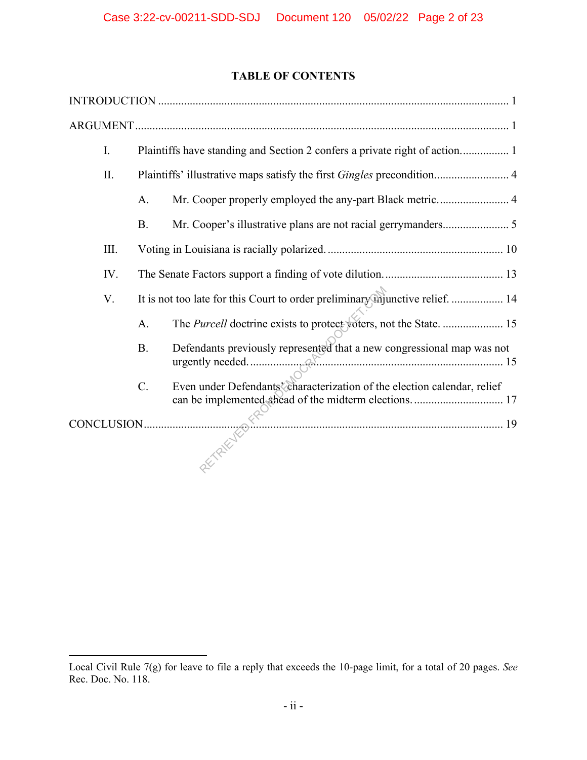## TABLE OF CONTENTS

INTRODUCTION ........................................................................................................................ 1

ARGUMENT ............................................................................................................................... 1

I. Plaintiffs have standing and Section 2 confers a private right of action. ................ 1

II. Plaintiffs' illustrative maps satisfy the first *Gingles* precondition. ......................... 4

  A. Mr. Cooper properly employed the any-part Black metric. ........................ 4

  B. Mr. Cooper's illustrative plans are not racial gerrymanders. ...................... 5

III. Voting in Louisiana is racially polarized. ............................................................ 10

IV. The Senate Factors support a finding of vote dilution. ......................................... 13

V. It is not too late for this Court to order preliminary injunctive relief. .................. 14

  A. The *Purcell* doctrine exists to protect voters, not the State. ..................... 15

  B. Defendants previously represented that a new congressional map was not urgently needed. ...................................................................................... 15

  C. Even under Defendants' characterization of the election calendar, relief can be implemented ahead of the midterm elections. ............................... 17

CONCLUSION .......................................................................................................................... 19

---

Local Civil Rule 7(g) for leave to file a reply that exceeds the 10-page limit, for a total of 20 pages. *See* Rec. Doc. No. 118.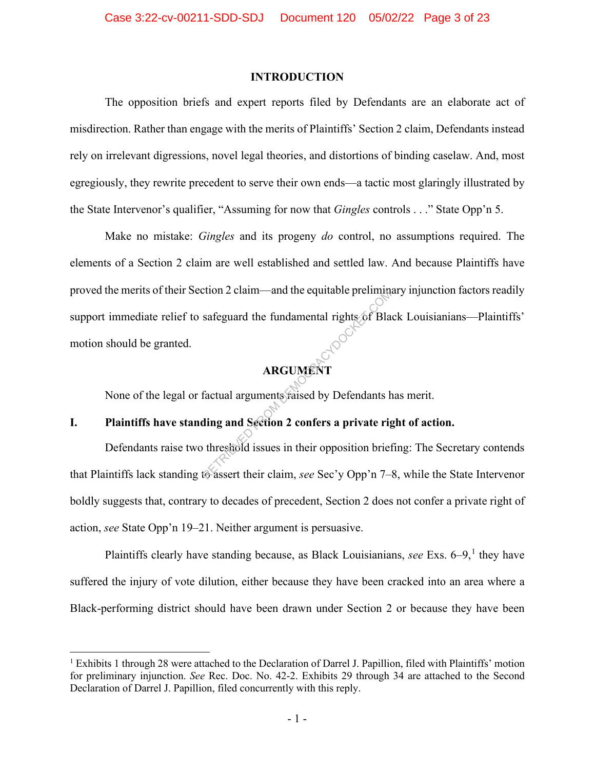## INTRODUCTION

The opposition briefs and expert reports filed by Defendants are an elaborate act of misdirection. Rather than engage with the merits of Plaintiffs' Section 2 claim, Defendants instead rely on irrelevant digressions, novel legal theories, and distortions of binding caselaw. And, most egregiously, they rewrite precedent to serve their own ends—a tactic most glaringly illustrated by the State Intervenor's qualifier, "Assuming for now that *Gingles* controls . . ." State Opp'n 5.

Make no mistake: *Gingles* and its progeny *do* control, no assumptions required. The elements of a Section 2 claim are well established and settled law. And because Plaintiffs have proved the merits of their Section 2 claim—and the equitable preliminary injunction factors readily support immediate relief to safeguard the fundamental rights of Black Louisianians—Plaintiffs' motion should be granted.

## ARGUMENT

None of the legal or factual arguments raised by Defendants has merit.

### I. Plaintiffs have standing and Section 2 confers a private right of action.

Defendants raise two threshold issues in their opposition briefing: The Secretary contends that Plaintiffs lack standing to assert their claim, *see* Sec'y Opp'n 7–8, while the State Intervenor boldly suggests that, contrary to decades of precedent, Section 2 does not confer a private right of action, *see* State Opp'n 19–21. Neither argument is persuasive.

Plaintiffs clearly have standing because, as Black Louisianians, *see* Exs. 6–9,[1] they have suffered the injury of vote dilution, either because they have been cracked into an area where a Black-performing district should have been drawn under Section 2 or because they have been

[1] Exhibits 1 through 28 were attached to the Declaration of Darrel J. Papillion, filed with Plaintiffs' motion for preliminary injunction. *See* Rec. Doc. No. 42-2. Exhibits 29 through 34 are attached to the Second Declaration of Darrel J. Papillion, filed concurrently with this reply.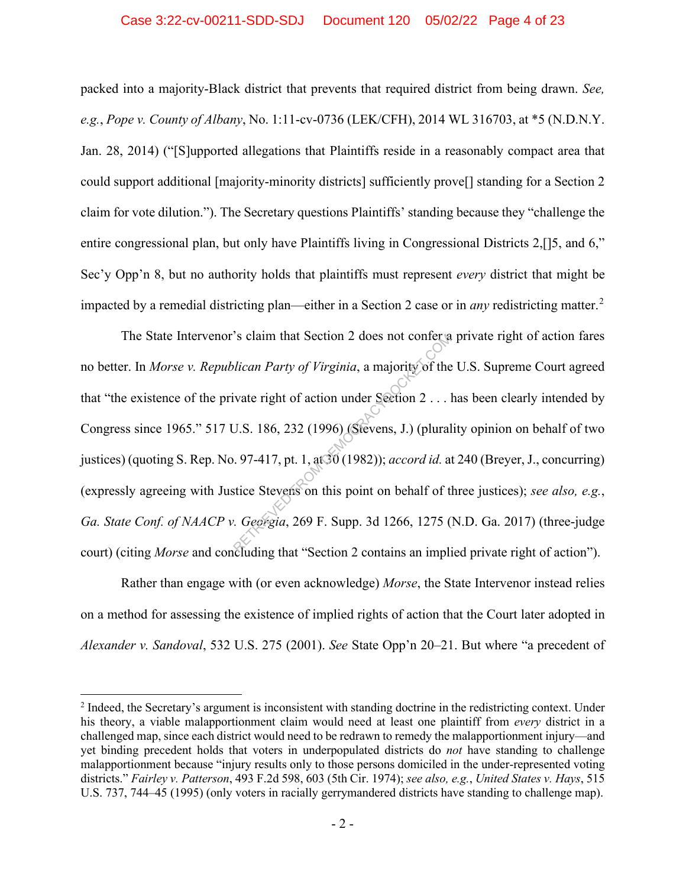packed into a majority-Black district that prevents that required district from being drawn. *See, e.g.*, *Pope v. County of Albany*, No. 1:11-cv-0736 (LEK/CFH), 2014 WL 316703, at *5 (N.D.N.Y. Jan. 28, 2014) ("[S]upported allegations that Plaintiffs reside in a reasonably compact area that could support additional [majority-minority districts] sufficiently prove[] standing for a Section 2 claim for vote dilution."). The Secretary questions Plaintiffs' standing because they "challenge the entire congressional plan, but only have Plaintiffs living in Congressional Districts 2,[]5, and 6," Sec'y Opp'n 8, but no authority holds that plaintiffs must represent *every* district that might be impacted by a remedial districting plan—either in a Section 2 case or in *any* redistricting matter.[2]

The State Intervenor's claim that Section 2 does not confer a private right of action fares no better. In *Morse v. Republican Party of Virginia*, a majority of the U.S. Supreme Court agreed that "the existence of the private right of action under Section 2 . . . has been clearly intended by Congress since 1965." 517 U.S. 186, 232 (1996) (Stevens, J.) (plurality opinion on behalf of two justices) (quoting S. Rep. No. 97-417, pt. 1, at 30 (1982)); *accord id.* at 240 (Breyer, J., concurring) (expressly agreeing with Justice Stevens on this point on behalf of three justices); *see also, e.g.*, *Ga. State Conf. of NAACP v. Georgia*, 269 F. Supp. 3d 1266, 1275 (N.D. Ga. 2017) (three-judge court) (citing *Morse* and concluding that "Section 2 contains an implied private right of action").

Rather than engage with (or even acknowledge) *Morse*, the State Intervenor instead relies on a method for assessing the existence of implied rights of action that the Court later adopted in *Alexander v. Sandoval*, 532 U.S. 275 (2001). *See* State Opp'n 20–21. But where "a precedent of

---

[2] Indeed, the Secretary's argument is inconsistent with standing doctrine in the redistricting context. Under his theory, a viable malapportionment claim would need at least one plaintiff from *every* district in a challenged map, since each district would need to be redrawn to remedy the malapportionment injury—and yet binding precedent holds that voters in underpopulated districts do *not* have standing to challenge malapportionment because "injury results only to those persons domiciled in the under-represented voting districts." *Fairley v. Patterson*, 493 F.2d 598, 603 (5th Cir. 1974); *see also, e.g.*, *United States v. Hays*, 515 U.S. 737, 744–45 (1995) (only voters in racially gerrymandered districts have standing to challenge map).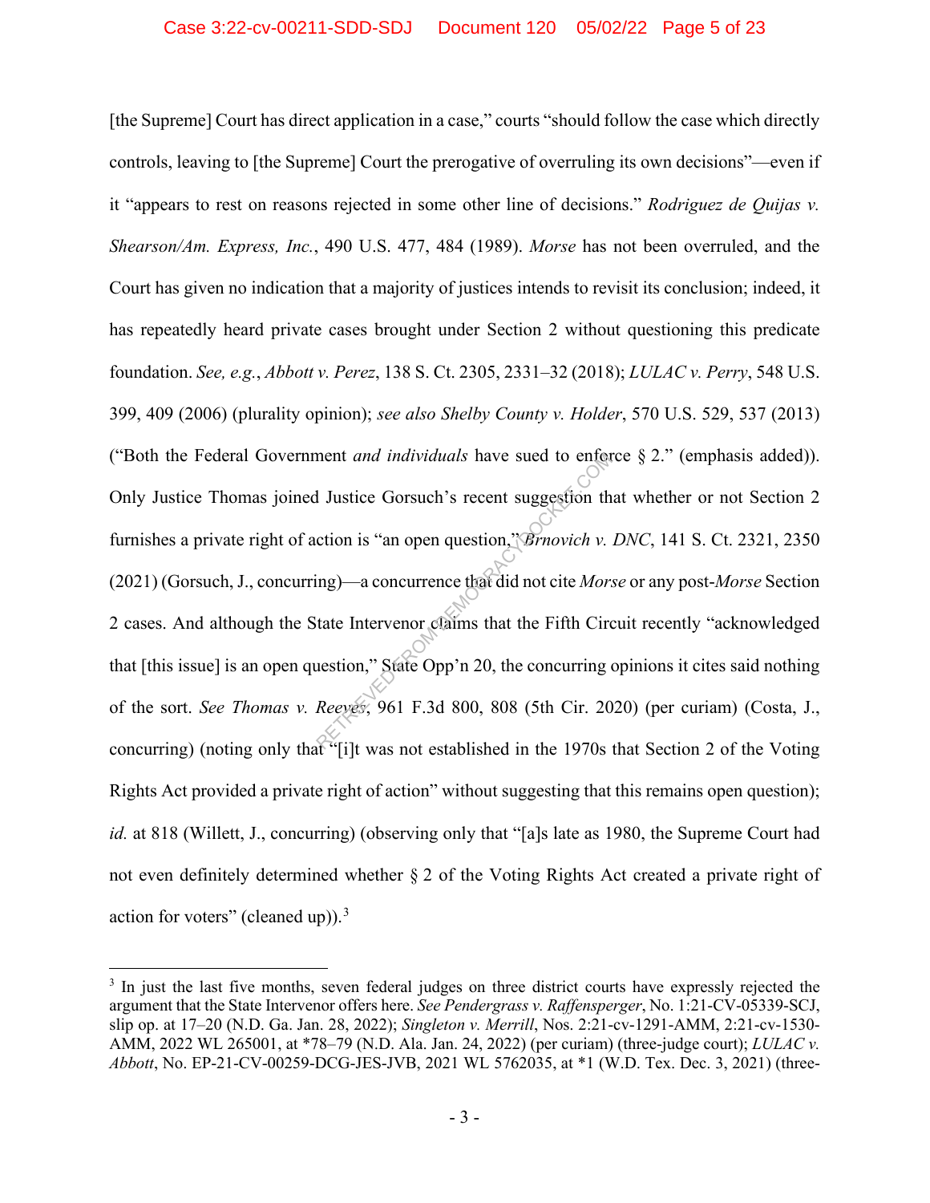[the Supreme] Court has direct application in a case," courts "should follow the case which directly controls, leaving to [the Supreme] Court the prerogative of overruling its own decisions"—even if it "appears to rest on reasons rejected in some other line of decisions." *Rodriguez de Quijas v. Shearson/Am. Express, Inc.*, 490 U.S. 477, 484 (1989). *Morse* has not been overruled, and the Court has given no indication that a majority of justices intends to revisit its conclusion; indeed, it has repeatedly heard private cases brought under Section 2 without questioning this predicate foundation. *See, e.g.*, *Abbott v. Perez*, 138 S. Ct. 2305, 2331–32 (2018); *LULAC v. Perry*, 548 U.S. 399, 409 (2006) (plurality opinion); *see also Shelby County v. Holder*, 570 U.S. 529, 537 (2013) ("Both the Federal Government *and individuals* have sued to enforce § 2." (emphasis added)). Only Justice Thomas joined Justice Gorsuch's recent suggestion that whether or not Section 2 furnishes a private right of action is "an open question," *Brnovich v. DNC*, 141 S. Ct. 2321, 2350 (2021) (Gorsuch, J., concurring)—a concurrence that did not cite *Morse* or any post-*Morse* Section 2 cases. And although the State Intervenor claims that the Fifth Circuit recently "acknowledged that [this issue] is an open question," State Opp'n 20, the concurring opinions it cites said nothing of the sort. *See Thomas v. Reeves*, 961 F.3d 800, 808 (5th Cir. 2020) (per curiam) (Costa, J., concurring) (noting only that "[i]t was not established in the 1970s that Section 2 of the Voting Rights Act provided a private right of action" without suggesting that this remains open question); *id.* at 818 (Willett, J., concurring) (observing only that "[a]s late as 1980, the Supreme Court had not even definitely determined whether § 2 of the Voting Rights Act created a private right of action for voters" (cleaned up)).[3]

---

[3] In just the last five months, seven federal judges on three district courts have expressly rejected the argument that the State Intervenor offers here. *See Pendergrass v. Raffensperger*, No. 1:21-CV-05339-SCJ, slip op. at 17–20 (N.D. Ga. Jan. 28, 2022); *Singleton v. Merrill*, Nos. 2:21-cv-1291-AMM, 2:21-cv-1530-AMM, 2022 WL 265001, at *78–79 (N.D. Ala. Jan. 24, 2022) (per curiam) (three-judge court); *LULAC v. Abbott*, No. EP-21-CV-00259-DCG-JES-JVB, 2021 WL 5762035, at *1 (W.D. Tex. Dec. 3, 2021) (three-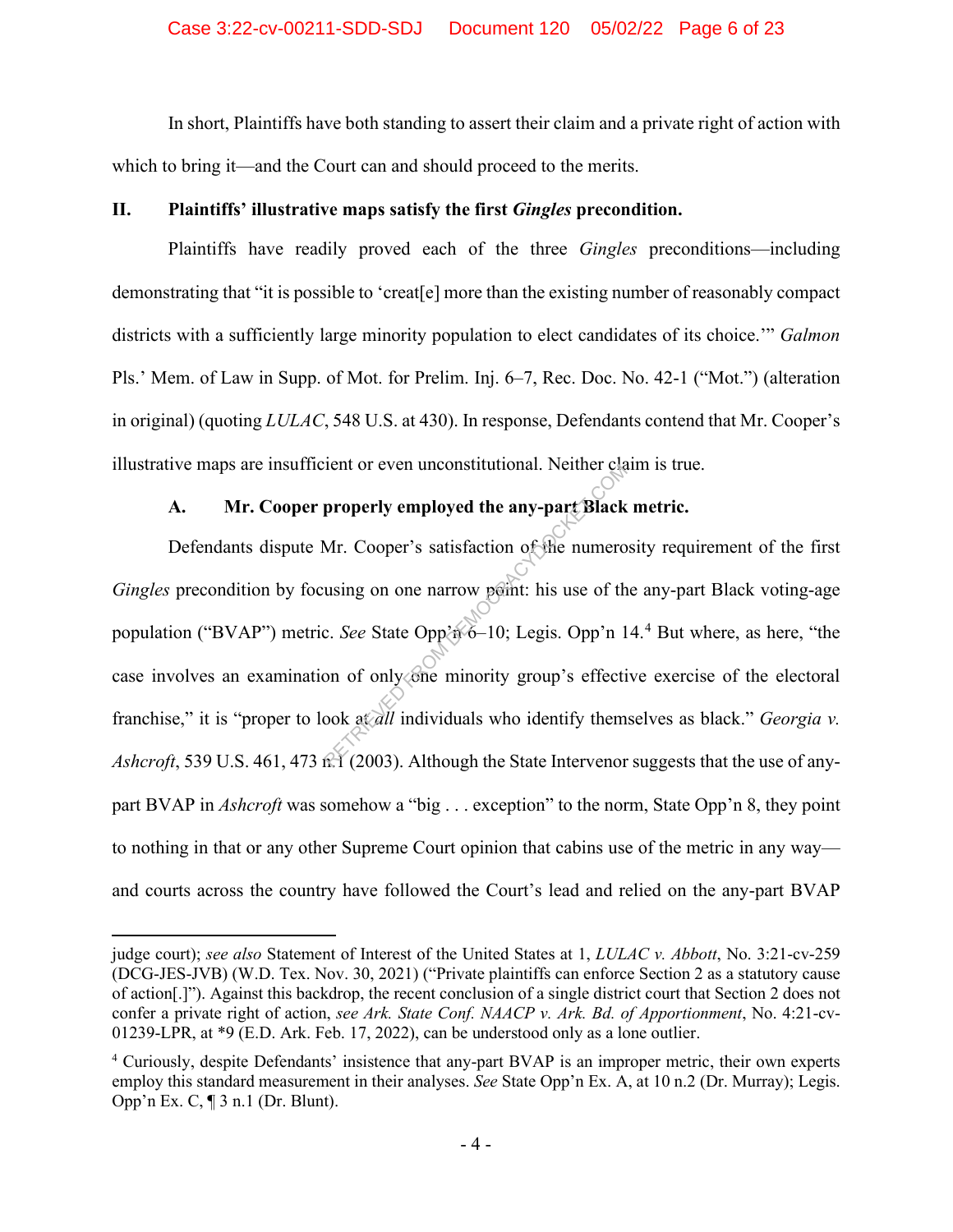In short, Plaintiffs have both standing to assert their claim and a private right of action with which to bring it—and the Court can and should proceed to the merits.

## II. Plaintiffs' illustrative maps satisfy the first *Gingles* precondition.

Plaintiffs have readily proved each of the three *Gingles* preconditions—including demonstrating that "it is possible to 'creat[e] more than the existing number of reasonably compact districts with a sufficiently large minority population to elect candidates of its choice.'" *Galmon* Pls.' Mem. of Law in Supp. of Mot. for Prelim. Inj. 6–7, Rec. Doc. No. 42-1 ("Mot.") (alteration in original) (quoting *LULAC*, 548 U.S. at 430). In response, Defendants contend that Mr. Cooper's illustrative maps are insufficient or even unconstitutional. Neither claim is true.

### A. Mr. Cooper properly employed the any-part Black metric.

Defendants dispute Mr. Cooper's satisfaction of the numerosity requirement of the first *Gingles* precondition by focusing on one narrow point: his use of the any-part Black voting-age population ("BVAP") metric. *See* State Opp'n 6–10; Legis. Opp'n 14.[4] But where, as here, "the case involves an examination of only one minority group's effective exercise of the electoral franchise," it is "proper to look at *all* individuals who identify themselves as black." *Georgia v. Ashcroft*, 539 U.S. 461, 473 n.1 (2003). Although the State Intervenor suggests that the use of any-part BVAP in *Ashcroft* was somehow a "big . . . exception" to the norm, State Opp'n 8, they point to nothing in that or any other Supreme Court opinion that cabins use of the metric in any way—and courts across the country have followed the Court's lead and relied on the any-part BVAP

---

judge court); *see also* Statement of Interest of the United States at 1, *LULAC v. Abbott*, No. 3:21-cv-259 (DCG-JES-JVB) (W.D. Tex. Nov. 30, 2021) ("Private plaintiffs can enforce Section 2 as a statutory cause of action[.]"). Against this backdrop, the recent conclusion of a single district court that Section 2 does not confer a private right of action, *see Ark. State Conf. NAACP v. Ark. Bd. of Apportionment*, No. 4:21-cv-01239-LPR, at *9 (E.D. Ark. Feb. 17, 2022), can be understood only as a lone outlier.

[4] Curiously, despite Defendants' insistence that any-part BVAP is an improper metric, their own experts employ this standard measurement in their analyses. *See* State Opp'n Ex. A, at 10 n.2 (Dr. Murray); Legis. Opp'n Ex. C, ¶ 3 n.1 (Dr. Blunt).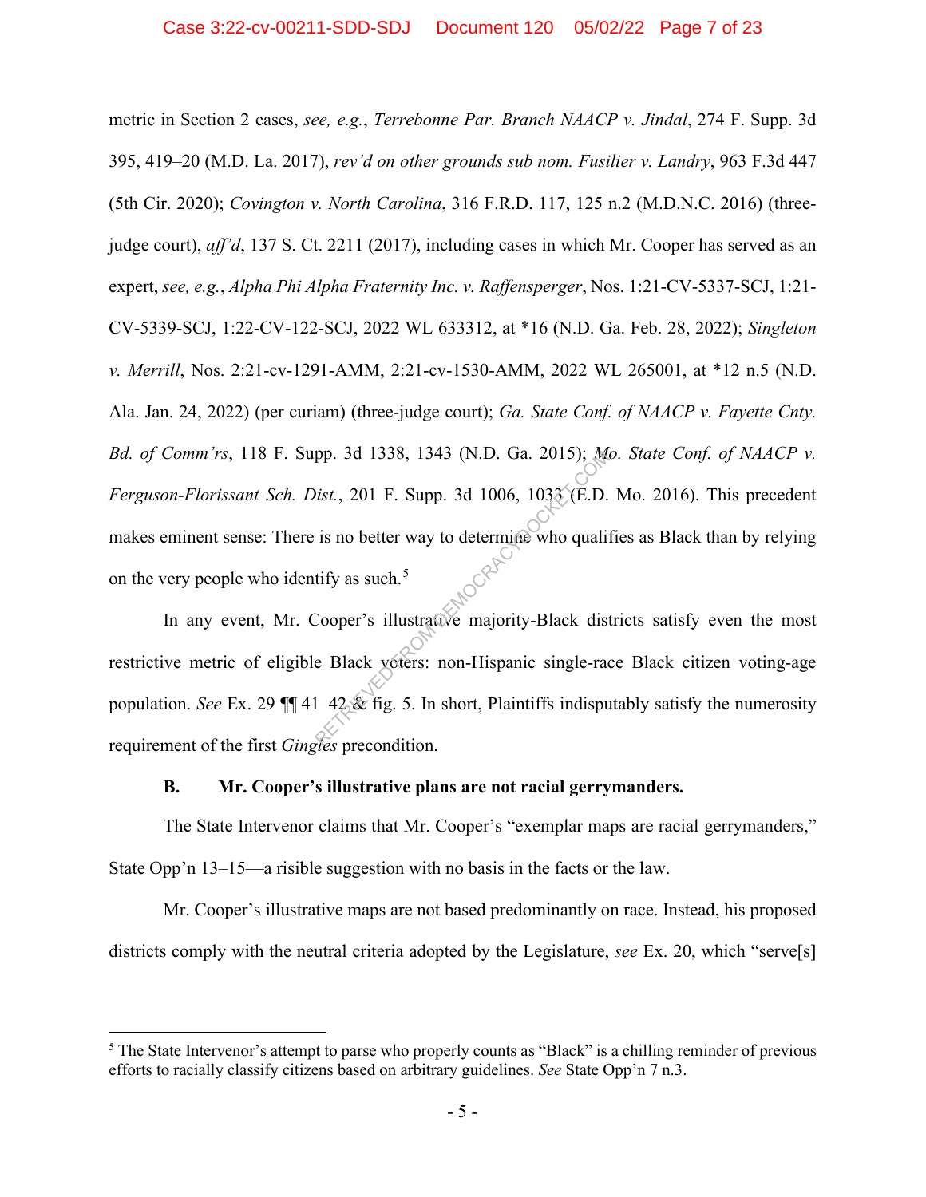metric in Section 2 cases, *see, e.g.*, *Terrebonne Par. Branch NAACP v. Jindal*, 274 F. Supp. 3d 395, 419–20 (M.D. La. 2017), *rev'd on other grounds sub nom. Fusilier v. Landry*, 963 F.3d 447 (5th Cir. 2020); *Covington v. North Carolina*, 316 F.R.D. 117, 125 n.2 (M.D.N.C. 2016) (three-judge court), *aff'd*, 137 S. Ct. 2211 (2017), including cases in which Mr. Cooper has served as an expert, *see, e.g.*, *Alpha Phi Alpha Fraternity Inc. v. Raffensperger*, Nos. 1:21-CV-5337-SCJ, 1:21-CV-5339-SCJ, 1:22-CV-122-SCJ, 2022 WL 633312, at *16 (N.D. Ga. Feb. 28, 2022); *Singleton v. Merrill*, Nos. 2:21-cv-1291-AMM, 2:21-cv-1530-AMM, 2022 WL 265001, at *12 n.5 (N.D. Ala. Jan. 24, 2022) (per curiam) (three-judge court); *Ga. State Conf. of NAACP v. Fayette Cnty. Bd. of Comm'rs*, 118 F. Supp. 3d 1338, 1343 (N.D. Ga. 2015); *Mo. State Conf. of NAACP v. Ferguson-Florissant Sch. Dist.*, 201 F. Supp. 3d 1006, 1033 (E.D. Mo. 2016). This precedent makes eminent sense: There is no better way to determine who qualifies as Black than by relying on the very people who identify as such.[5]

In any event, Mr. Cooper's illustrative majority-Black districts satisfy even the most restrictive metric of eligible Black voters: non-Hispanic single-race Black citizen voting-age population. *See* Ex. 29 ¶¶ 41–42 & fig. 5. In short, Plaintiffs indisputably satisfy the numerosity requirement of the first *Gingles* precondition.

### B. Mr. Cooper's illustrative plans are not racial gerrymanders.

The State Intervenor claims that Mr. Cooper's "exemplar maps are racial gerrymanders," State Opp'n 13–15—a risible suggestion with no basis in the facts or the law.

Mr. Cooper's illustrative maps are not based predominantly on race. Instead, his proposed districts comply with the neutral criteria adopted by the Legislature, *see* Ex. 20, which "serve[s]

---

[5] The State Intervenor's attempt to parse who properly counts as "Black" is a chilling reminder of previous efforts to racially classify citizens based on arbitrary guidelines. *See* State Opp'n 7 n.3.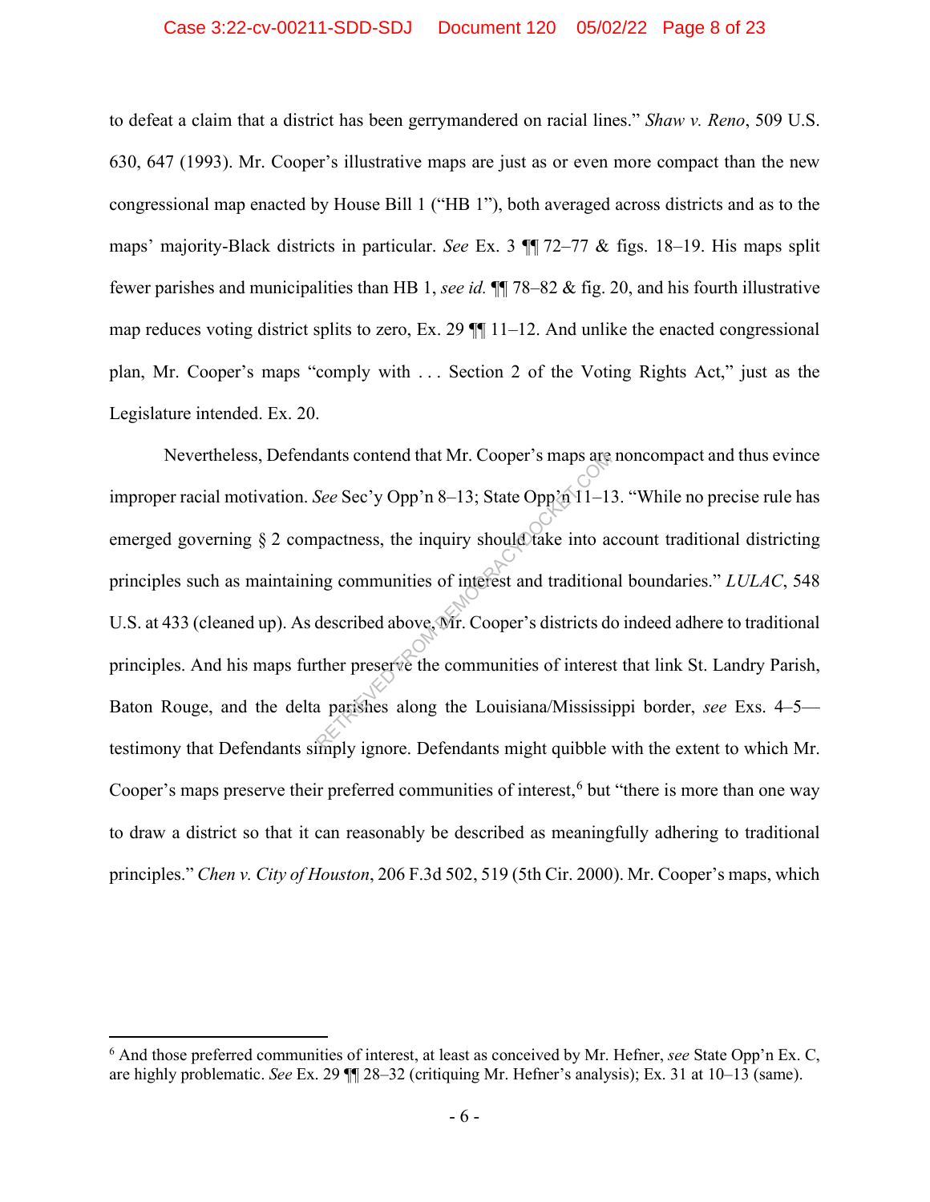to defeat a claim that a district has been gerrymandered on racial lines." *Shaw v. Reno*, 509 U.S. 630, 647 (1993). Mr. Cooper's illustrative maps are just as or even more compact than the new congressional map enacted by House Bill 1 ("HB 1"), both averaged across districts and as to the maps' majority-Black districts in particular. *See* Ex. 3 ¶¶ 72–77 & figs. 18–19. His maps split fewer parishes and municipalities than HB 1, *see id.* ¶¶ 78–82 & fig. 20, and his fourth illustrative map reduces voting district splits to zero, Ex. 29 ¶¶ 11–12. And unlike the enacted congressional plan, Mr. Cooper's maps "comply with . . . Section 2 of the Voting Rights Act," just as the Legislature intended. Ex. 20.

Nevertheless, Defendants contend that Mr. Cooper's maps are noncompact and thus evince improper racial motivation. *See* Sec'y Opp'n 8–13; State Opp'n 11–13. "While no precise rule has emerged governing § 2 compactness, the inquiry should take into account traditional districting principles such as maintaining communities of interest and traditional boundaries." *LULAC*, 548 U.S. at 433 (cleaned up). As described above, Mr. Cooper's districts do indeed adhere to traditional principles. And his maps further preserve the communities of interest that link St. Landry Parish, Baton Rouge, and the delta parishes along the Louisiana/Mississippi border, *see* Exs. 4–5—testimony that Defendants simply ignore. Defendants might quibble with the extent to which Mr. Cooper's maps preserve their preferred communities of interest,[6] but "there is more than one way to draw a district so that it can reasonably be described as meaningfully adhering to traditional principles." *Chen v. City of Houston*, 206 F.3d 502, 519 (5th Cir. 2000). Mr. Cooper's maps, which

---

[6] And those preferred communities of interest, at least as conceived by Mr. Hefner, *see* State Opp'n Ex. C, are highly problematic. *See* Ex. 29 ¶¶ 28–32 (critiquing Mr. Hefner's analysis); Ex. 31 at 10–13 (same).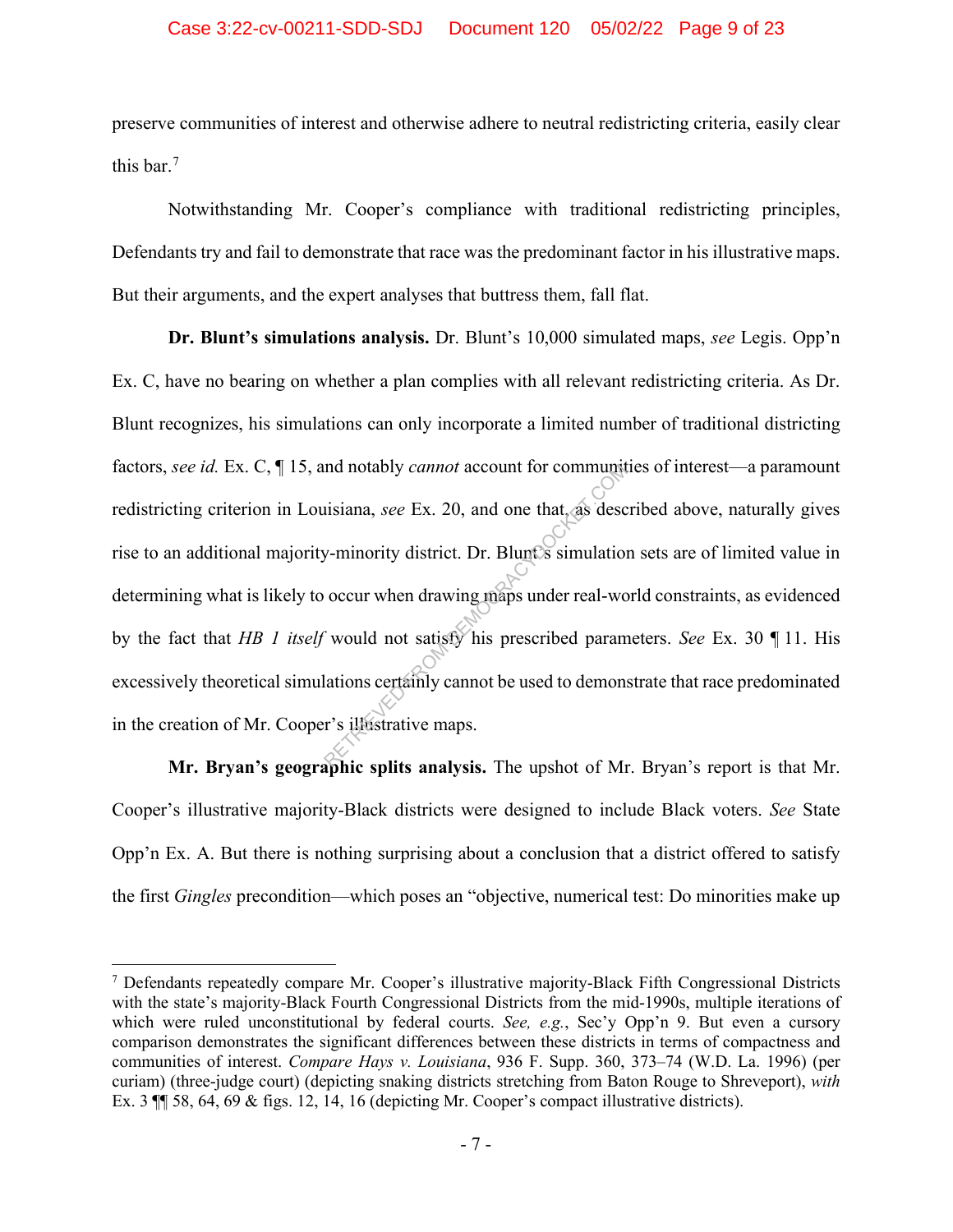preserve communities of interest and otherwise adhere to neutral redistricting criteria, easily clear this bar.[7]

Notwithstanding Mr. Cooper's compliance with traditional redistricting principles, Defendants try and fail to demonstrate that race was the predominant factor in his illustrative maps. But their arguments, and the expert analyses that buttress them, fall flat.

**Dr. Blunt's simulations analysis.** Dr. Blunt's 10,000 simulated maps, *see* Legis. Opp'n Ex. C, have no bearing on whether a plan complies with all relevant redistricting criteria. As Dr. Blunt recognizes, his simulations can only incorporate a limited number of traditional districting factors, *see id.* Ex. C, ¶ 15, and notably *cannot* account for communities of interest—a paramount redistricting criterion in Louisiana, *see* Ex. 20, and one that, as described above, naturally gives rise to an additional majority-minority district. Dr. Blunt's simulation sets are of limited value in determining what is likely to occur when drawing maps under real-world constraints, as evidenced by the fact that *HB 1 itself* would not satisfy his prescribed parameters. *See* Ex. 30 ¶ 11. His excessively theoretical simulations certainly cannot be used to demonstrate that race predominated in the creation of Mr. Cooper's illustrative maps.

**Mr. Bryan's geographic splits analysis.** The upshot of Mr. Bryan's report is that Mr. Cooper's illustrative majority-Black districts were designed to include Black voters. *See* State Opp'n Ex. A. But there is nothing surprising about a conclusion that a district offered to satisfy the first *Gingles* precondition—which poses an "objective, numerical test: Do minorities make up

---

[7] Defendants repeatedly compare Mr. Cooper's illustrative majority-Black Fifth Congressional Districts with the state's majority-Black Fourth Congressional Districts from the mid-1990s, multiple iterations of which were ruled unconstitutional by federal courts. *See, e.g.*, Sec'y Opp'n 9. But even a cursory comparison demonstrates the significant differences between these districts in terms of compactness and communities of interest. *Compare Hays v. Louisiana*, 936 F. Supp. 360, 373–74 (W.D. La. 1996) (per curiam) (three-judge court) (depicting snaking districts stretching from Baton Rouge to Shreveport), *with* Ex. 3 ¶¶ 58, 64, 69 & figs. 12, 14, 16 (depicting Mr. Cooper's compact illustrative districts).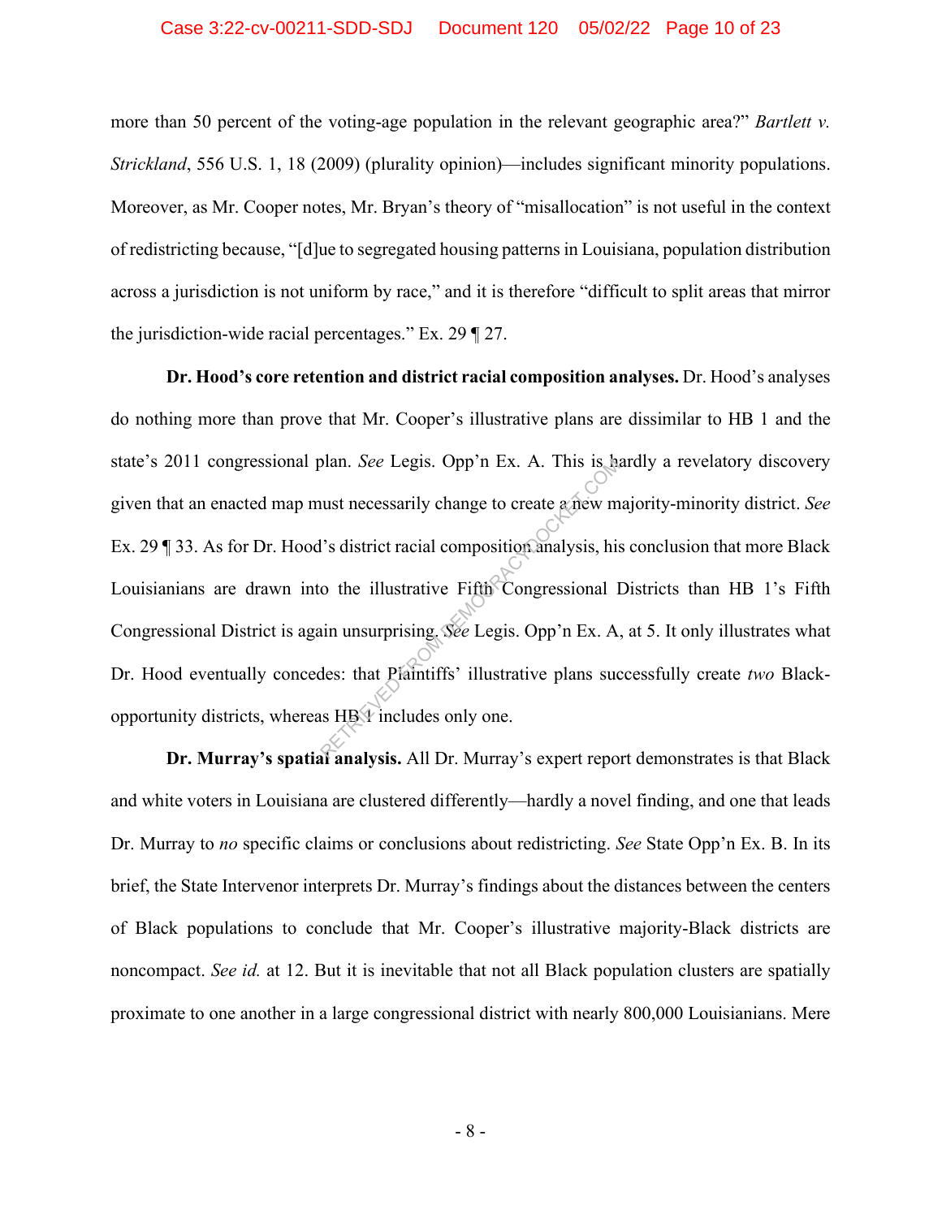more than 50 percent of the voting-age population in the relevant geographic area?" *Bartlett v. Strickland*, 556 U.S. 1, 18 (2009) (plurality opinion)—includes significant minority populations. Moreover, as Mr. Cooper notes, Mr. Bryan's theory of "misallocation" is not useful in the context of redistricting because, "[d]ue to segregated housing patterns in Louisiana, population distribution across a jurisdiction is not uniform by race," and it is therefore "difficult to split areas that mirror the jurisdiction-wide racial percentages." Ex. 29 ¶ 27.

**Dr. Hood's core retention and district racial composition analyses.** Dr. Hood's analyses do nothing more than prove that Mr. Cooper's illustrative plans are dissimilar to HB 1 and the state's 2011 congressional plan. *See* Legis. Opp'n Ex. A. This is hardly a revelatory discovery given that an enacted map must necessarily change to create a new majority-minority district. *See* Ex. 29 ¶ 33. As for Dr. Hood's district racial composition analysis, his conclusion that more Black Louisianians are drawn into the illustrative Fifth Congressional Districts than HB 1's Fifth Congressional District is again unsurprising. *See* Legis. Opp'n Ex. A, at 5. It only illustrates what Dr. Hood eventually concedes: that Plaintiffs' illustrative plans successfully create *two* Black-opportunity districts, whereas HB 1 includes only one.

**Dr. Murray's spatial analysis.** All Dr. Murray's expert report demonstrates is that Black and white voters in Louisiana are clustered differently—hardly a novel finding, and one that leads Dr. Murray to *no* specific claims or conclusions about redistricting. *See* State Opp'n Ex. B. In its brief, the State Intervenor interprets Dr. Murray's findings about the distances between the centers of Black populations to conclude that Mr. Cooper's illustrative majority-Black districts are noncompact. *See id.* at 12. But it is inevitable that not all Black population clusters are spatially proximate to one another in a large congressional district with nearly 800,000 Louisianians. Mere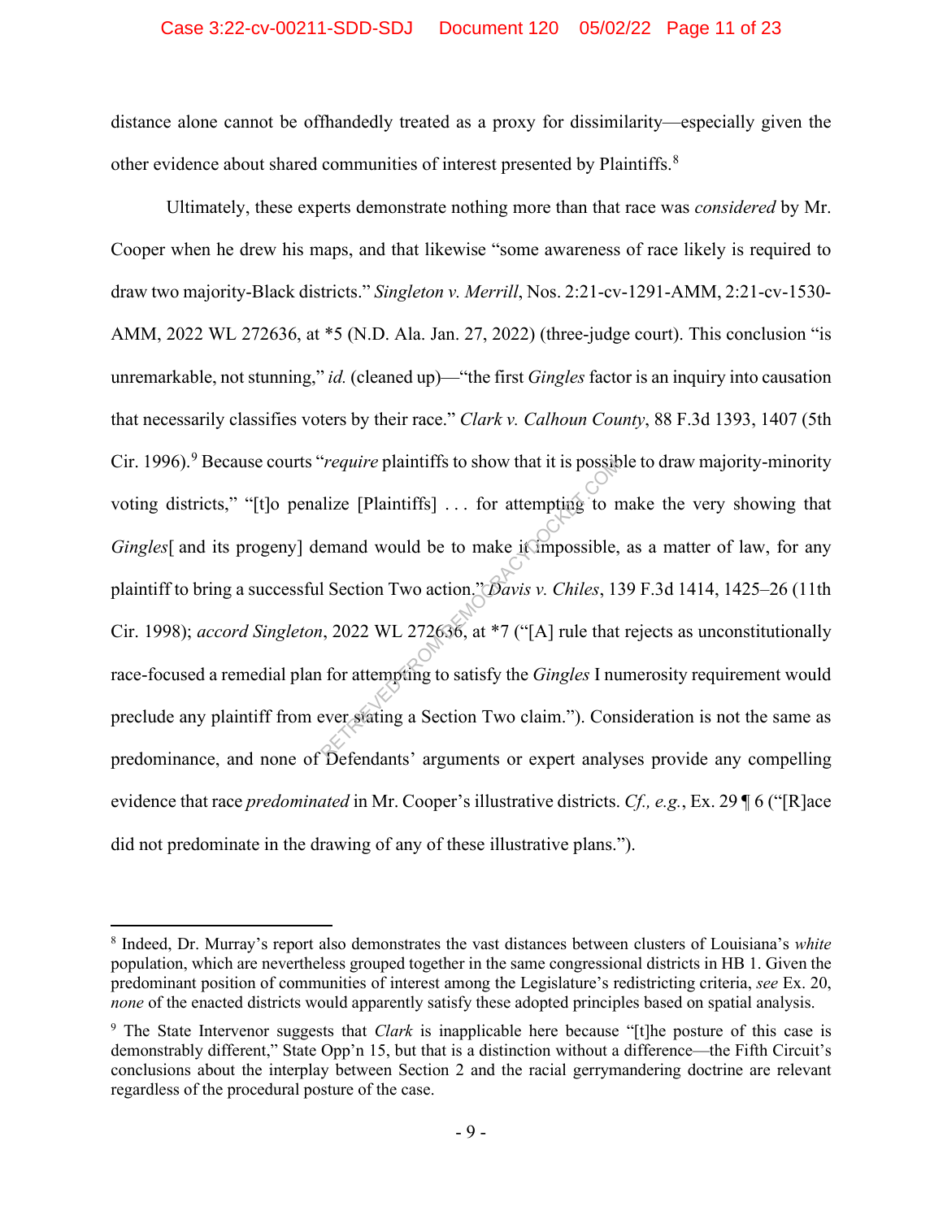distance alone cannot be offhandedly treated as a proxy for dissimilarity—especially given the other evidence about shared communities of interest presented by Plaintiffs.[8]

Ultimately, these experts demonstrate nothing more than that race was *considered* by Mr. Cooper when he drew his maps, and that likewise "some awareness of race likely is required to draw two majority-Black districts." *Singleton v. Merrill*, Nos. 2:21-cv-1291-AMM, 2:21-cv-1530-AMM, 2022 WL 272636, at *5 (N.D. Ala. Jan. 27, 2022) (three-judge court). This conclusion "is unremarkable, not stunning," *id.* (cleaned up)—"the first *Gingles* factor is an inquiry into causation that necessarily classifies voters by their race." *Clark v. Calhoun County*, 88 F.3d 1393, 1407 (5th Cir. 1996).[9] Because courts "*require* plaintiffs to show that it is possible to draw majority-minority voting districts," "[t]o penalize [Plaintiffs] . . . for attempting to make the very showing that *Gingles*[ and its progeny] demand would be to make it impossible, as a matter of law, for any plaintiff to bring a successful Section Two action." *Davis v. Chiles*, 139 F.3d 1414, 1425–26 (11th Cir. 1998); *accord Singleton*, 2022 WL 272636, at *7 ("[A] rule that rejects as unconstitutionally race-focused a remedial plan for attempting to satisfy the *Gingles* I numerosity requirement would preclude any plaintiff from ever stating a Section Two claim."). Consideration is not the same as predominance, and none of Defendants' arguments or expert analyses provide any compelling evidence that race *predominated* in Mr. Cooper's illustrative districts. *Cf., e.g.*, Ex. 29 ¶ 6 ("[R]ace did not predominate in the drawing of any of these illustrative plans.").

---

[8] Indeed, Dr. Murray's report also demonstrates the vast distances between clusters of Louisiana's *white* population, which are nevertheless grouped together in the same congressional districts in HB 1. Given the predominant position of communities of interest among the Legislature's redistricting criteria, *see* Ex. 20, *none* of the enacted districts would apparently satisfy these adopted principles based on spatial analysis.

[9] The State Intervenor suggests that *Clark* is inapplicable here because "[t]he posture of this case is demonstrably different," State Opp'n 15, but that is a distinction without a difference—the Fifth Circuit's conclusions about the interplay between Section 2 and the racial gerrymandering doctrine are relevant regardless of the procedural posture of the case.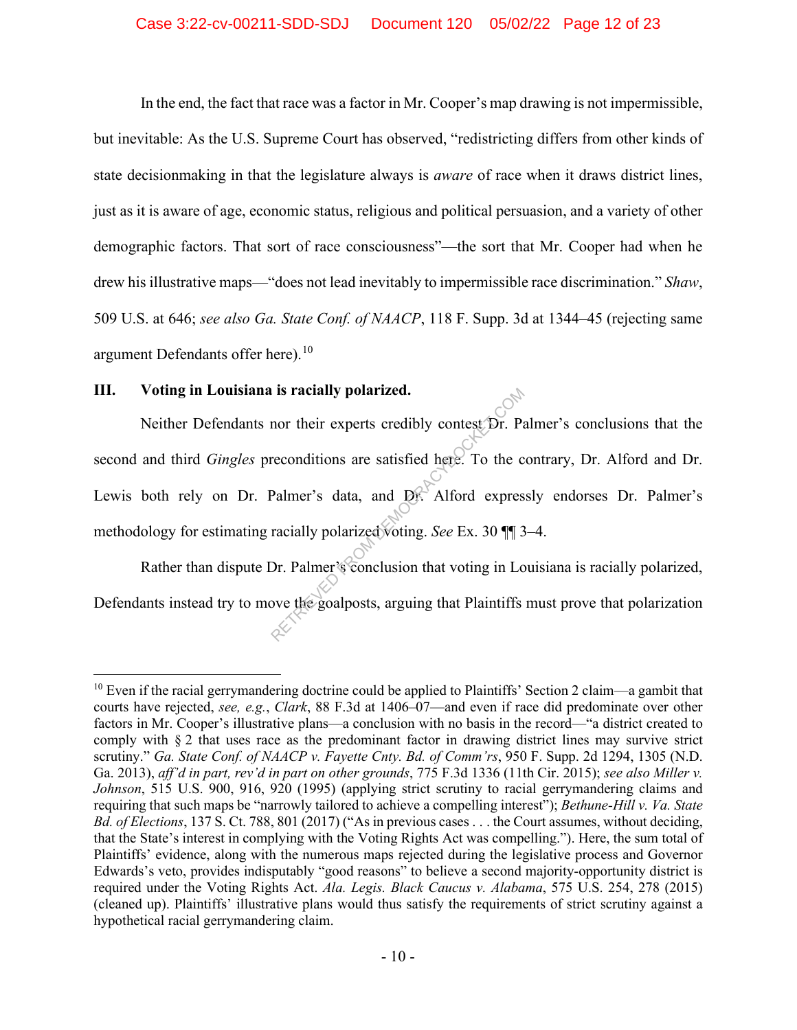In the end, the fact that race was a factor in Mr. Cooper's map drawing is not impermissible, but inevitable: As the U.S. Supreme Court has observed, "redistricting differs from other kinds of state decisionmaking in that the legislature always is *aware* of race when it draws district lines, just as it is aware of age, economic status, religious and political persuasion, and a variety of other demographic factors. That sort of race consciousness"—the sort that Mr. Cooper had when he drew his illustrative maps—"does not lead inevitably to impermissible race discrimination." *Shaw*, 509 U.S. at 646; *see also Ga. State Conf. of NAACP*, 118 F. Supp. 3d at 1344–45 (rejecting same argument Defendants offer here).[10]

### III. Voting in Louisiana is racially polarized.

Neither Defendants nor their experts credibly contest Dr. Palmer's conclusions that the second and third *Gingles* preconditions are satisfied here. To the contrary, Dr. Alford and Dr. Lewis both rely on Dr. Palmer's data, and Dr. Alford expressly endorses Dr. Palmer's methodology for estimating racially polarized voting. *See* Ex. 30 ¶¶ 3–4.

Rather than dispute Dr. Palmer's conclusion that voting in Louisiana is racially polarized, Defendants instead try to move the goalposts, arguing that Plaintiffs must prove that polarization

---

[10] Even if the racial gerrymandering doctrine could be applied to Plaintiffs' Section 2 claim—a gambit that courts have rejected, *see, e.g.*, *Clark*, 88 F.3d at 1406–07—and even if race did predominate over other factors in Mr. Cooper's illustrative plans—a conclusion with no basis in the record—"a district created to comply with § 2 that uses race as the predominant factor in drawing district lines may survive strict scrutiny." *Ga. State Conf. of NAACP v. Fayette Cnty. Bd. of Comm'rs*, 950 F. Supp. 2d 1294, 1305 (N.D. Ga. 2013), *aff'd in part, rev'd in part on other grounds*, 775 F.3d 1336 (11th Cir. 2015); *see also Miller v. Johnson*, 515 U.S. 900, 916, 920 (1995) (applying strict scrutiny to racial gerrymandering claims and requiring that such maps be "narrowly tailored to achieve a compelling interest"); *Bethune-Hill v. Va. State Bd. of Elections*, 137 S. Ct. 788, 801 (2017) ("As in previous cases . . . the Court assumes, without deciding, that the State's interest in complying with the Voting Rights Act was compelling."). Here, the sum total of Plaintiffs' evidence, along with the numerous maps rejected during the legislative process and Governor Edwards's veto, provides indisputably "good reasons" to believe a second majority-opportunity district is required under the Voting Rights Act. *Ala. Legis. Black Caucus v. Alabama*, 575 U.S. 254, 278 (2015) (cleaned up). Plaintiffs' illustrative plans would thus satisfy the requirements of strict scrutiny against a hypothetical racial gerrymandering claim.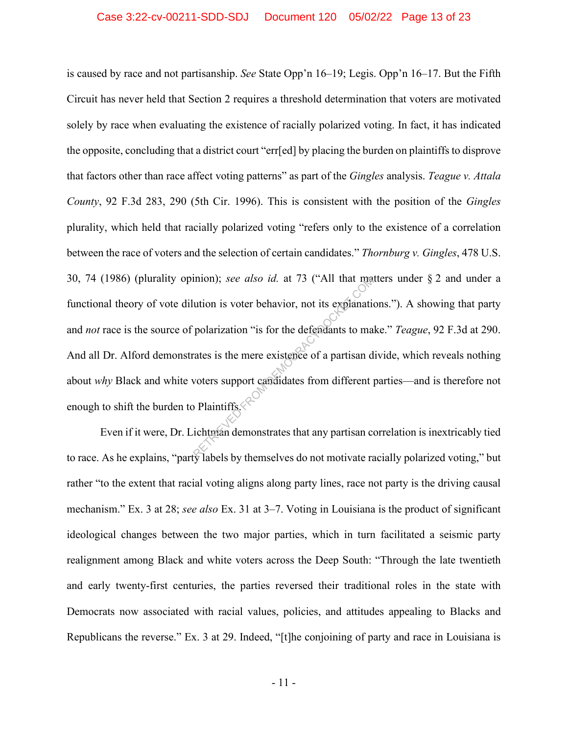is caused by race and not partisanship. *See* State Opp'n 16–19; Legis. Opp'n 16–17. But the Fifth Circuit has never held that Section 2 requires a threshold determination that voters are motivated solely by race when evaluating the existence of racially polarized voting. In fact, it has indicated the opposite, concluding that a district court "err[ed] by placing the burden on plaintiffs to disprove that factors other than race affect voting patterns" as part of the *Gingles* analysis. *Teague v. Attala County*, 92 F.3d 283, 290 (5th Cir. 1996). This is consistent with the position of the *Gingles* plurality, which held that racially polarized voting "refers only to the existence of a correlation between the race of voters and the selection of certain candidates." *Thornburg v. Gingles*, 478 U.S. 30, 74 (1986) (plurality opinion); *see also id.* at 73 ("All that matters under § 2 and under a functional theory of vote dilution is voter behavior, not its explanations."). A showing that party and *not* race is the source of polarization "is for the defendants to make." *Teague*, 92 F.3d at 290. And all Dr. Alford demonstrates is the mere existence of a partisan divide, which reveals nothing about *why* Black and white voters support candidates from different parties—and is therefore not enough to shift the burden to Plaintiffs.

Even if it were, Dr. Lichtman demonstrates that any partisan correlation is inextricably tied to race. As he explains, "party labels by themselves do not motivate racially polarized voting," but rather "to the extent that racial voting aligns along party lines, race not party is the driving causal mechanism." Ex. 3 at 28; *see also* Ex. 31 at 3–7. Voting in Louisiana is the product of significant ideological changes between the two major parties, which in turn facilitated a seismic party realignment among Black and white voters across the Deep South: "Through the late twentieth and early twenty-first centuries, the parties reversed their traditional roles in the state with Democrats now associated with racial values, policies, and attitudes appealing to Blacks and Republicans the reverse." Ex. 3 at 29. Indeed, "[t]he conjoining of party and race in Louisiana is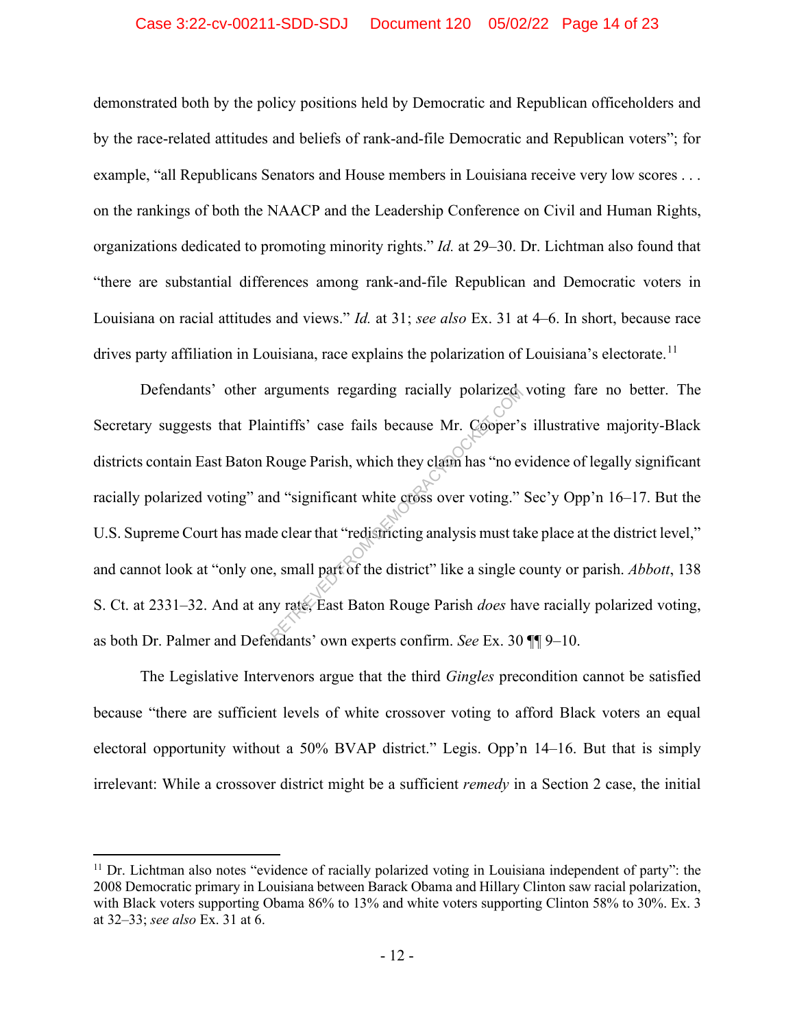demonstrated both by the policy positions held by Democratic and Republican officeholders and by the race-related attitudes and beliefs of rank-and-file Democratic and Republican voters"; for example, "all Republicans Senators and House members in Louisiana receive very low scores . . . on the rankings of both the NAACP and the Leadership Conference on Civil and Human Rights, organizations dedicated to promoting minority rights." *Id.* at 29–30. Dr. Lichtman also found that "there are substantial differences among rank-and-file Republican and Democratic voters in Louisiana on racial attitudes and views." *Id.* at 31; *see also* Ex. 31 at 4–6. In short, because race drives party affiliation in Louisiana, race explains the polarization of Louisiana's electorate.[11]

Defendants' other arguments regarding racially polarized voting fare no better. The Secretary suggests that Plaintiffs' case fails because Mr. Cooper's illustrative majority-Black districts contain East Baton Rouge Parish, which they claim has "no evidence of legally significant racially polarized voting" and "significant white cross over voting." Sec'y Opp'n 16–17. But the U.S. Supreme Court has made clear that "redistricting analysis must take place at the district level," and cannot look at "only one, small part of the district" like a single county or parish. *Abbott*, 138 S. Ct. at 2331–32. And at any rate, East Baton Rouge Parish *does* have racially polarized voting, as both Dr. Palmer and Defendants' own experts confirm. *See* Ex. 30 ¶¶ 9–10.

The Legislative Intervenors argue that the third *Gingles* precondition cannot be satisfied because "there are sufficient levels of white crossover voting to afford Black voters an equal electoral opportunity without a 50% BVAP district." Legis. Opp'n 14–16. But that is simply irrelevant: While a crossover district might be a sufficient *remedy* in a Section 2 case, the initial

---

[11] Dr. Lichtman also notes "evidence of racially polarized voting in Louisiana independent of party": the 2008 Democratic primary in Louisiana between Barack Obama and Hillary Clinton saw racial polarization, with Black voters supporting Obama 86% to 13% and white voters supporting Clinton 58% to 30%. Ex. 3 at 32–33; *see also* Ex. 31 at 6.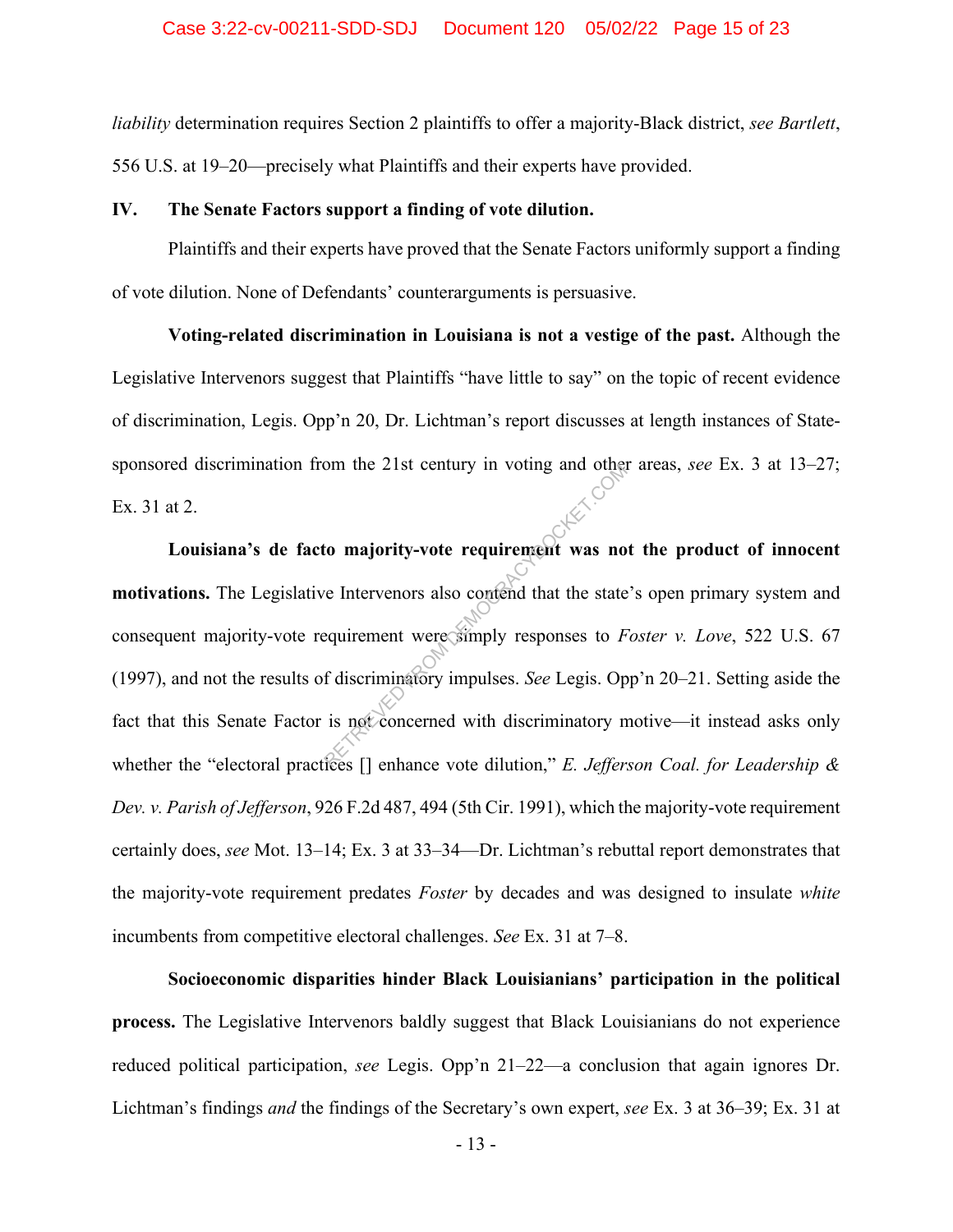*liability* determination requires Section 2 plaintiffs to offer a majority-Black district, *see Bartlett*, 556 U.S. at 19–20—precisely what Plaintiffs and their experts have provided.

## IV. The Senate Factors support a finding of vote dilution.

Plaintiffs and their experts have proved that the Senate Factors uniformly support a finding of vote dilution. None of Defendants' counterarguments is persuasive.

**Voting-related discrimination in Louisiana is not a vestige of the past.** Although the Legislative Intervenors suggest that Plaintiffs "have little to say" on the topic of recent evidence of discrimination, Legis. Opp'n 20, Dr. Lichtman's report discusses at length instances of State-sponsored discrimination from the 21st century in voting and other areas, *see* Ex. 3 at 13–27; Ex. 31 at 2.

**Louisiana's de facto majority-vote requirement was not the product of innocent motivations.** The Legislative Intervenors also contend that the state's open primary system and consequent majority-vote requirement were simply responses to *Foster v. Love*, 522 U.S. 67 (1997), and not the results of discriminatory impulses. *See* Legis. Opp'n 20–21. Setting aside the fact that this Senate Factor is not concerned with discriminatory motive—it instead asks only whether the "electoral practices [] enhance vote dilution," *E. Jefferson Coal. for Leadership & Dev. v. Parish of Jefferson*, 926 F.2d 487, 494 (5th Cir. 1991), which the majority-vote requirement certainly does, *see* Mot. 13–14; Ex. 3 at 33–34—Dr. Lichtman's rebuttal report demonstrates that the majority-vote requirement predates *Foster* by decades and was designed to insulate *white* incumbents from competitive electoral challenges. *See* Ex. 31 at 7–8.

**Socioeconomic disparities hinder Black Louisianians' participation in the political process.** The Legislative Intervenors baldly suggest that Black Louisianians do not experience reduced political participation, *see* Legis. Opp'n 21–22—a conclusion that again ignores Dr. Lichtman's findings *and* the findings of the Secretary's own expert, *see* Ex. 3 at 36–39; Ex. 31 at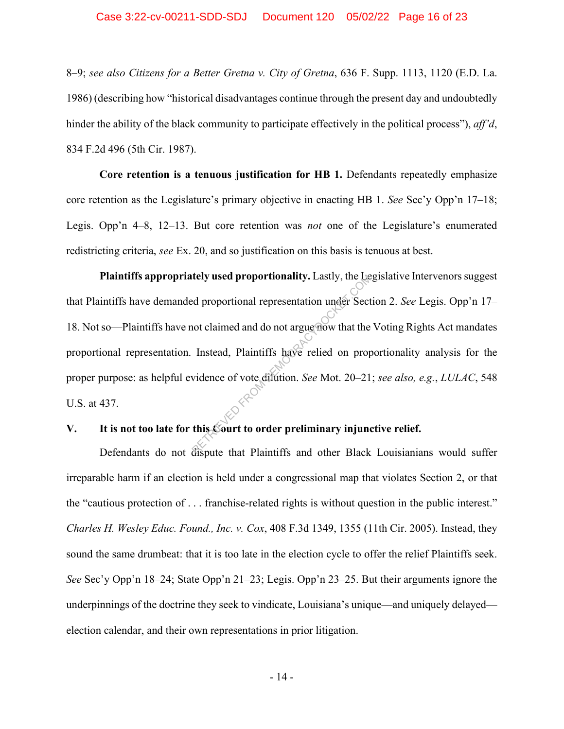8–9; *see also Citizens for a Better Gretna v. City of Gretna*, 636 F. Supp. 1113, 1120 (E.D. La. 1986) (describing how "historical disadvantages continue through the present day and undoubtedly hinder the ability of the black community to participate effectively in the political process"), *aff'd*, 834 F.2d 496 (5th Cir. 1987).

**Core retention is a tenuous justification for HB 1.** Defendants repeatedly emphasize core retention as the Legislature's primary objective in enacting HB 1. *See* Sec'y Opp'n 17–18; Legis. Opp'n 4–8, 12–13. But core retention was *not* one of the Legislature's enumerated redistricting criteria, *see* Ex. 20, and so justification on this basis is tenuous at best.

**Plaintiffs appropriately used proportionality.** Lastly, the Legislative Intervenors suggest that Plaintiffs have demanded proportional representation under Section 2. *See* Legis. Opp'n 17–18. Not so—Plaintiffs have not claimed and do not argue now that the Voting Rights Act mandates proportional representation. Instead, Plaintiffs have relied on proportionality analysis for the proper purpose: as helpful evidence of vote dilution. *See* Mot. 20–21; *see also, e.g.*, *LULAC*, 548 U.S. at 437.

## V. It is not too late for this Court to order preliminary injunctive relief.

Defendants do not dispute that Plaintiffs and other Black Louisianians would suffer irreparable harm if an election is held under a congressional map that violates Section 2, or that the "cautious protection of . . . franchise-related rights is without question in the public interest." *Charles H. Wesley Educ. Found., Inc. v. Cox*, 408 F.3d 1349, 1355 (11th Cir. 2005). Instead, they sound the same drumbeat: that it is too late in the election cycle to offer the relief Plaintiffs seek. *See* Sec'y Opp'n 18–24; State Opp'n 21–23; Legis. Opp'n 23–25. But their arguments ignore the underpinnings of the doctrine they seek to vindicate, Louisiana's unique—and uniquely delayed—election calendar, and their own representations in prior litigation.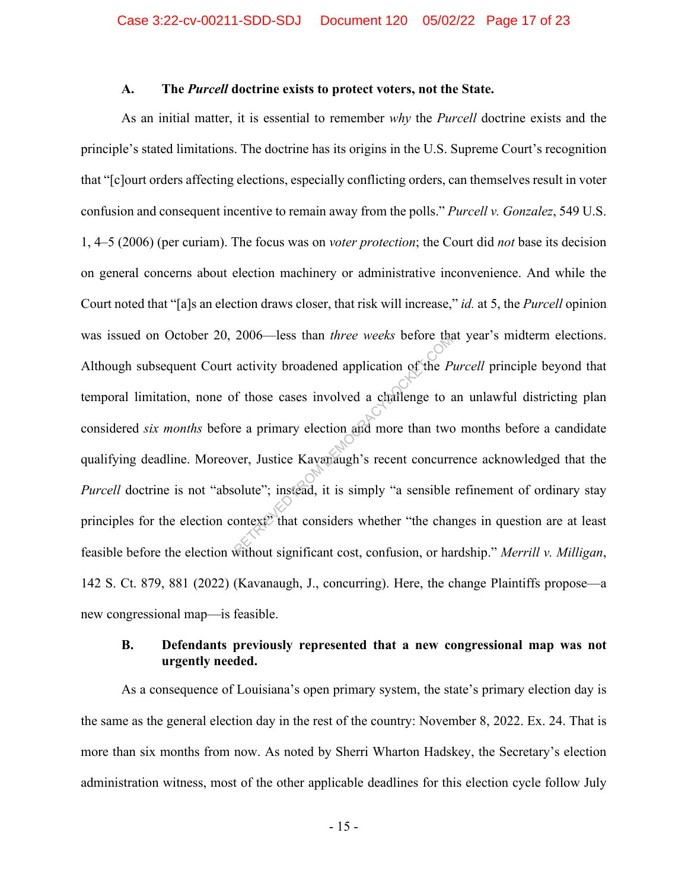### A. The *Purcell* doctrine exists to protect voters, not the State.

As an initial matter, it is essential to remember *why* the *Purcell* doctrine exists and the principle's stated limitations. The doctrine has its origins in the U.S. Supreme Court's recognition that "[c]ourt orders affecting elections, especially conflicting orders, can themselves result in voter confusion and consequent incentive to remain away from the polls." *Purcell v. Gonzalez*, 549 U.S. 1, 4–5 (2006) (per curiam). The focus was on *voter protection*; the Court did *not* base its decision on general concerns about election machinery or administrative inconvenience. And while the Court noted that "[a]s an election draws closer, that risk will increase," *id.* at 5, the *Purcell* opinion was issued on October 20, 2006—less than *three weeks* before that year's midterm elections. Although subsequent Court activity broadened application of the *Purcell* principle beyond that temporal limitation, none of those cases involved a challenge to an unlawful districting plan considered *six months* before a primary election and more than two months before a candidate qualifying deadline. Moreover, Justice Kavanaugh's recent concurrence acknowledged that the *Purcell* doctrine is not "absolute"; instead, it is simply "a sensible refinement of ordinary stay principles for the election context" that considers whether "the changes in question are at least feasible before the election without significant cost, confusion, or hardship." *Merrill v. Milligan*, 142 S. Ct. 879, 881 (2022) (Kavanaugh, J., concurring). Here, the change Plaintiffs propose—a new congressional map—is feasible.

### B. Defendants previously represented that a new congressional map was not urgently needed.

As a consequence of Louisiana's open primary system, the state's primary election day is the same as the general election day in the rest of the country: November 8, 2022. Ex. 24. That is more than six months from now. As noted by Sherri Wharton Hadskey, the Secretary's election administration witness, most of the other applicable deadlines for this election cycle follow July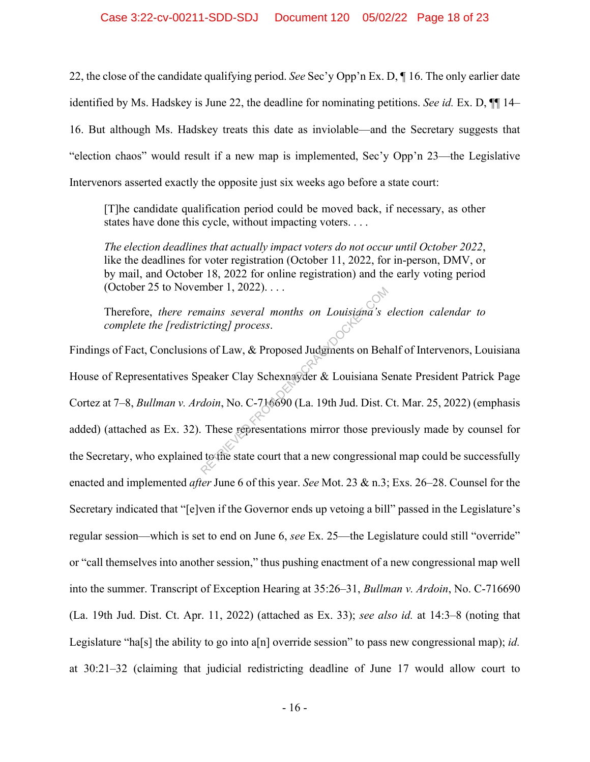22, the close of the candidate qualifying period. *See* Sec'y Opp'n Ex. D, ¶ 16. The only earlier date identified by Ms. Hadskey is June 22, the deadline for nominating petitions. *See id.* Ex. D, ¶¶ 14–16. But although Ms. Hadskey treats this date as inviolable—and the Secretary suggests that "election chaos" would result if a new map is implemented, Sec'y Opp'n 23—the Legislative Intervenors asserted exactly the opposite just six weeks ago before a state court:

> [T]he candidate qualification period could be moved back, if necessary, as other states have done this cycle, without impacting voters. . . .
>
> *The election deadlines that actually impact voters do not occur until October 2022*, like the deadlines for voter registration (October 11, 2022, for in-person, DMV, or by mail, and October 18, 2022 for online registration) and the early voting period (October 25 to November 1, 2022). . . .
>
> Therefore, *there remains several months on Louisiana's election calendar to complete the [redistricting] process*.

Findings of Fact, Conclusions of Law, & Proposed Judgments on Behalf of Intervenors, Louisiana House of Representatives Speaker Clay Schexnayder & Louisiana Senate President Patrick Page Cortez at 7–8, *Bullman v. Ardoin*, No. C-716690 (La. 19th Jud. Dist. Ct. Mar. 25, 2022) (emphasis added) (attached as Ex. 32). These representations mirror those previously made by counsel for the Secretary, who explained to the state court that a new congressional map could be successfully enacted and implemented *after* June 6 of this year. *See* Mot. 23 & n.3; Exs. 26–28. Counsel for the Secretary indicated that "[e]ven if the Governor ends up vetoing a bill" passed in the Legislature's regular session—which is set to end on June 6, *see* Ex. 25—the Legislature could still "override" or "call themselves into another session," thus pushing enactment of a new congressional map well into the summer. Transcript of Exception Hearing at 35:26–31, *Bullman v. Ardoin*, No. C-716690 (La. 19th Jud. Dist. Ct. Apr. 11, 2022) (attached as Ex. 33); *see also id.* at 14:3–8 (noting that Legislature "ha[s] the ability to go into a[n] override session" to pass new congressional map); *id.* at 30:21–32 (claiming that judicial redistricting deadline of June 17 would allow court to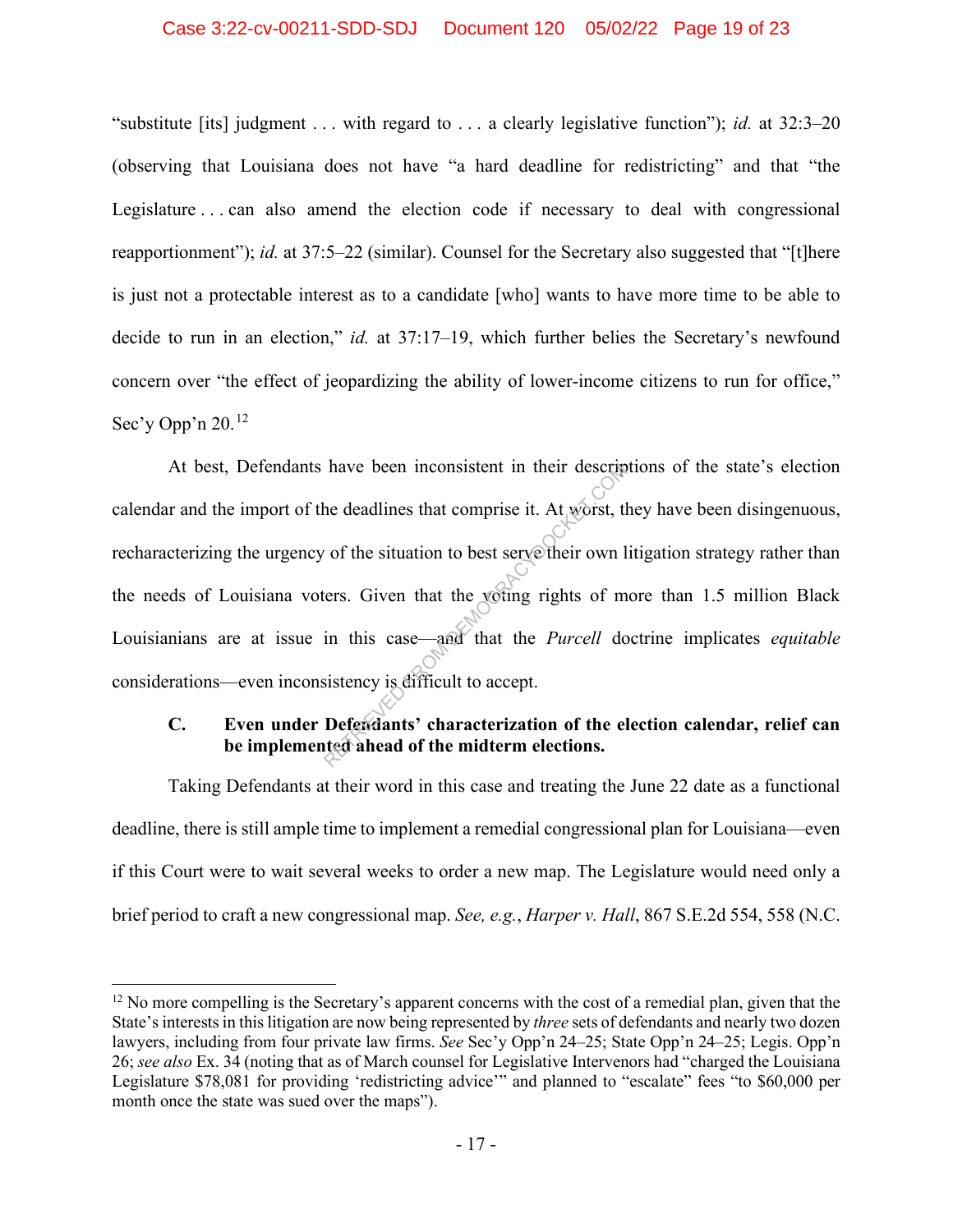"substitute [its] judgment . . . with regard to . . . a clearly legislative function"); *id.* at 32:3–20 (observing that Louisiana does not have "a hard deadline for redistricting" and that "the Legislature . . . can also amend the election code if necessary to deal with congressional reapportionment"); *id.* at 37:5–22 (similar). Counsel for the Secretary also suggested that "[t]here is just not a protectable interest as to a candidate [who] wants to have more time to be able to decide to run in an election," *id.* at 37:17–19, which further belies the Secretary's newfound concern over "the effect of jeopardizing the ability of lower-income citizens to run for office," Sec'y Opp'n 20.[12]

At best, Defendants have been inconsistent in their descriptions of the state's election calendar and the import of the deadlines that comprise it. At worst, they have been disingenuous, recharacterizing the urgency of the situation to best serve their own litigation strategy rather than the needs of Louisiana voters. Given that the voting rights of more than 1.5 million Black Louisianians are at issue in this case—and that the *Purcell* doctrine implicates *equitable* considerations—even inconsistency is difficult to accept.

### C. Even under Defendants' characterization of the election calendar, relief can be implemented ahead of the midterm elections.

Taking Defendants at their word in this case and treating the June 22 date as a functional deadline, there is still ample time to implement a remedial congressional plan for Louisiana—even if this Court were to wait several weeks to order a new map. The Legislature would need only a brief period to craft a new congressional map. *See, e.g.*, *Harper v. Hall*, 867 S.E.2d 554, 558 (N.C.

[12] No more compelling is the Secretary's apparent concerns with the cost of a remedial plan, given that the State's interests in this litigation are now being represented by *three* sets of defendants and nearly two dozen lawyers, including from four private law firms. *See* Sec'y Opp'n 24–25; State Opp'n 24–25; Legis. Opp'n 26; *see also* Ex. 34 (noting that as of March counsel for Legislative Intervenors had "charged the Louisiana Legislature $78,081 for providing 'redistricting advice'" and planned to "escalate" fees "to $60,000 per month once the state was sued over the maps").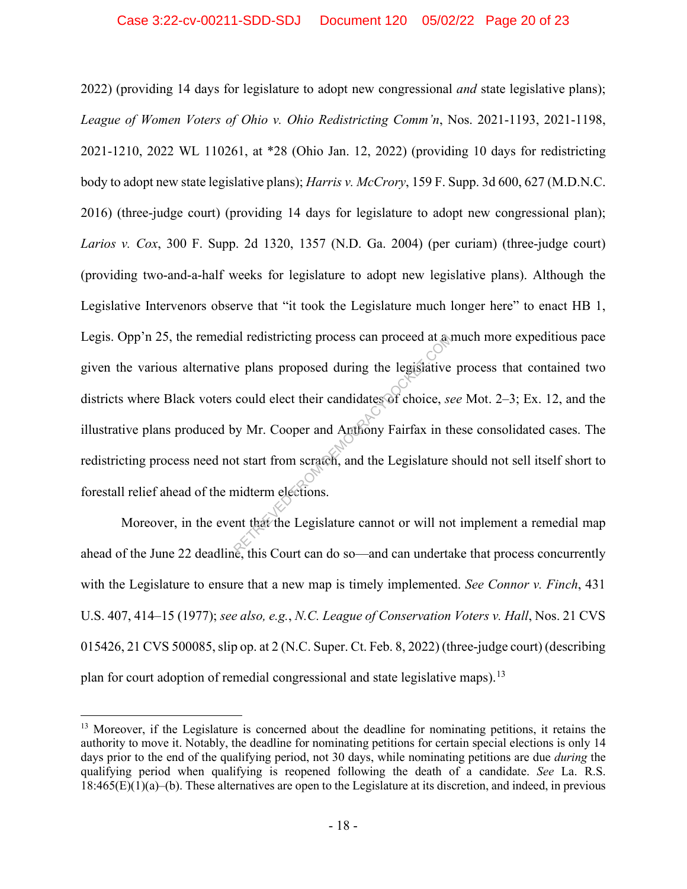2022) (providing 14 days for legislature to adopt new congressional *and* state legislative plans); *League of Women Voters of Ohio v. Ohio Redistricting Comm'n*, Nos. 2021-1193, 2021-1198, 2021-1210, 2022 WL 110261, at *28 (Ohio Jan. 12, 2022) (providing 10 days for redistricting body to adopt new state legislative plans); *Harris v. McCrory*, 159 F. Supp. 3d 600, 627 (M.D.N.C. 2016) (three-judge court) (providing 14 days for legislature to adopt new congressional plan); *Larios v. Cox*, 300 F. Supp. 2d 1320, 1357 (N.D. Ga. 2004) (per curiam) (three-judge court) (providing two-and-a-half weeks for legislature to adopt new legislative plans). Although the Legislative Intervenors observe that "it took the Legislature much longer here" to enact HB 1, Legis. Opp'n 25, the remedial redistricting process can proceed at a much more expeditious pace given the various alternative plans proposed during the legislative process that contained two districts where Black voters could elect their candidates of choice, *see* Mot. 2–3; Ex. 12, and the illustrative plans produced by Mr. Cooper and Anthony Fairfax in these consolidated cases. The redistricting process need not start from scratch, and the Legislature should not sell itself short to forestall relief ahead of the midterm elections.

Moreover, in the event that the Legislature cannot or will not implement a remedial map ahead of the June 22 deadline, this Court can do so—and can undertake that process concurrently with the Legislature to ensure that a new map is timely implemented. *See Connor v. Finch*, 431 U.S. 407, 414–15 (1977); *see also, e.g.*, *N.C. League of Conservation Voters v. Hall*, Nos. 21 CVS 015426, 21 CVS 500085, slip op. at 2 (N.C. Super. Ct. Feb. 8, 2022) (three-judge court) (describing plan for court adoption of remedial congressional and state legislative maps).[13]

---

[13] Moreover, if the Legislature is concerned about the deadline for nominating petitions, it retains the authority to move it. Notably, the deadline for nominating petitions for certain special elections is only 14 days prior to the end of the qualifying period, not 30 days, while nominating petitions are due *during* the qualifying period when qualifying is reopened following the death of a candidate. *See* La. R.S. 18:465(E)(1)(a)–(b). These alternatives are open to the Legislature at its discretion, and indeed, in previous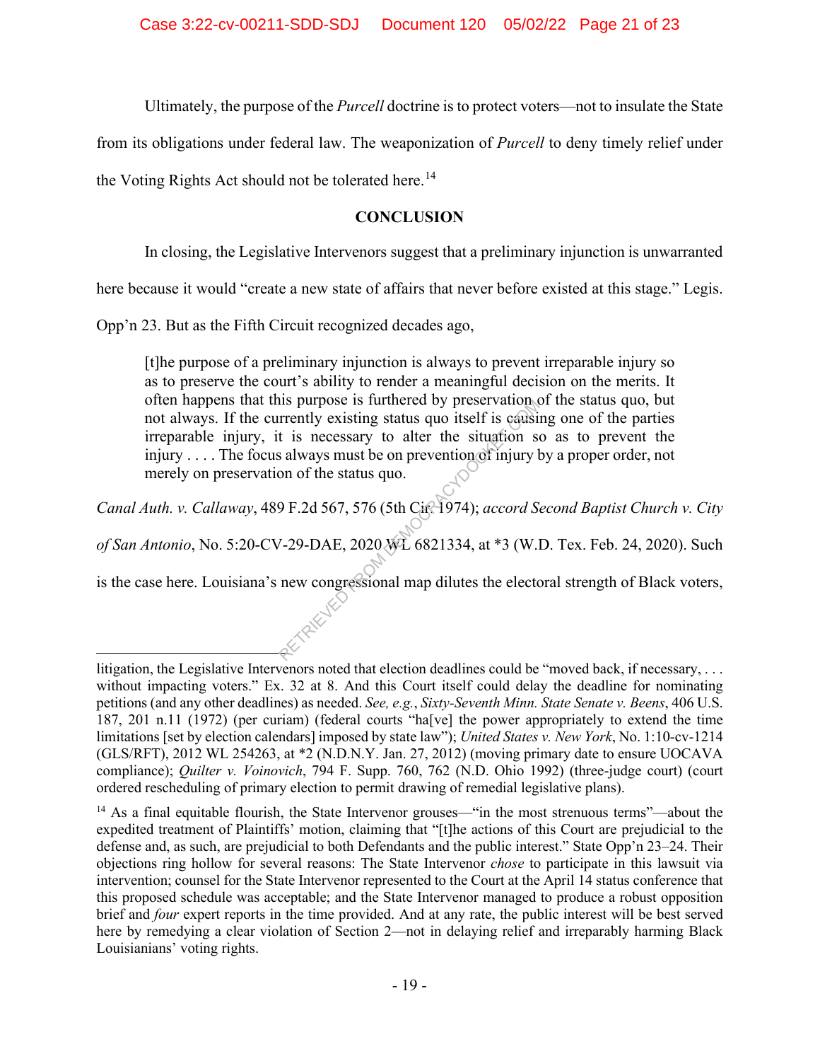Ultimately, the purpose of the *Purcell* doctrine is to protect voters—not to insulate the State from its obligations under federal law. The weaponization of *Purcell* to deny timely relief under the Voting Rights Act should not be tolerated here.[14]

## CONCLUSION

In closing, the Legislative Intervenors suggest that a preliminary injunction is unwarranted here because it would "create a new state of affairs that never before existed at this stage." Legis. Opp'n 23. But as the Fifth Circuit recognized decades ago,

> [t]he purpose of a preliminary injunction is always to prevent irreparable injury so as to preserve the court's ability to render a meaningful decision on the merits. It often happens that this purpose is furthered by preservation of the status quo, but not always. If the currently existing status quo itself is causing one of the parties irreparable injury, it is necessary to alter the situation so as to prevent the injury . . . . The focus always must be on prevention of injury by a proper order, not merely on preservation of the status quo.

*Canal Auth. v. Callaway*, 489 F.2d 567, 576 (5th Cir. 1974); *accord Second Baptist Church v. City of San Antonio*, No. 5:20-CV-29-DAE, 2020 WL 6821334, at *3 (W.D. Tex. Feb. 24, 2020). Such is the case here. Louisiana's new congressional map dilutes the electoral strength of Black voters,

---

litigation, the Legislative Intervenors noted that election deadlines could be "moved back, if necessary, . . . without impacting voters." Ex. 32 at 8. And this Court itself could delay the deadline for nominating petitions (and any other deadlines) as needed. *See, e.g.*, *Sixty-Seventh Minn. State Senate v. Beens*, 406 U.S. 187, 201 n.11 (1972) (per curiam) (federal courts "ha[ve] the power appropriately to extend the time limitations [set by election calendars] imposed by state law"); *United States v. New York*, No. 1:10-cv-1214 (GLS/RFT), 2012 WL 254263, at *2 (N.D.N.Y. Jan. 27, 2012) (moving primary date to ensure UOCAVA compliance); *Quilter v. Voinovich*, 794 F. Supp. 760, 762 (N.D. Ohio 1992) (three-judge court) (court ordered rescheduling of primary election to permit drawing of remedial legislative plans).

[14] As a final equitable flourish, the State Intervenor grouses—"in the most strenuous terms"—about the expedited treatment of Plaintiffs' motion, claiming that "[t]he actions of this Court are prejudicial to the defense and, as such, are prejudicial to both Defendants and the public interest." State Opp'n 23–24. Their objections ring hollow for several reasons: The State Intervenor *chose* to participate in this lawsuit via intervention; counsel for the State Intervenor represented to the Court at the April 14 status conference that this proposed schedule was acceptable; and the State Intervenor managed to produce a robust opposition brief and *four* expert reports in the time provided. And at any rate, the public interest will be best served here by remedying a clear violation of Section 2—not in delaying relief and irreparably harming Black Louisianians' voting rights.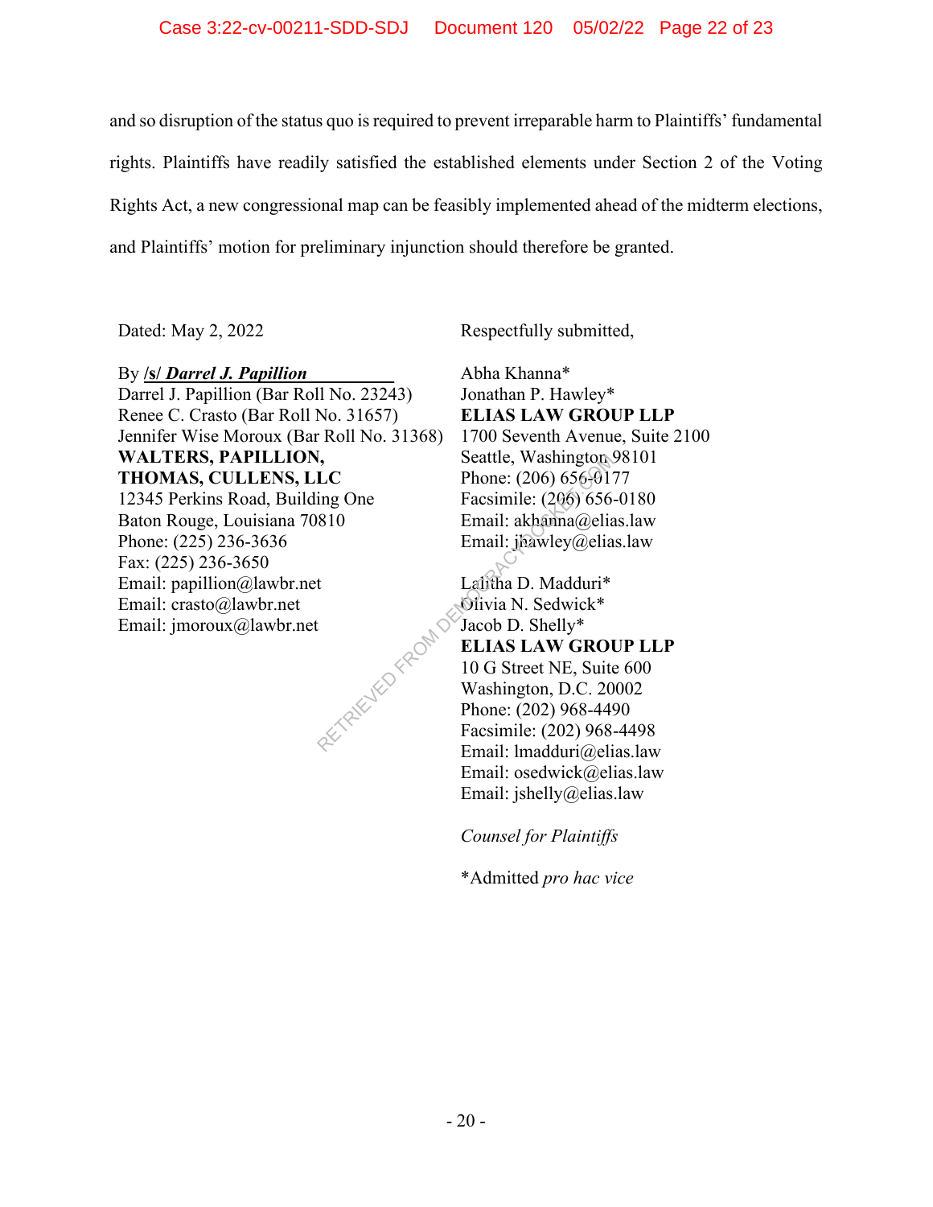and so disruption of the status quo is required to prevent irreparable harm to Plaintiffs' fundamental rights. Plaintiffs have readily satisfied the established elements under Section 2 of the Voting Rights Act, a new congressional map can be feasibly implemented ahead of the midterm elections, and Plaintiffs' motion for preliminary injunction should therefore be granted.

Dated: May 2, 2022

By **/s/ *Darrel J. Papillion***
Darrel J. Papillion (Bar Roll No. 23243)
Renee C. Crasto (Bar Roll No. 31657)
Jennifer Wise Moroux (Bar Roll No. 31368)
**WALTERS, PAPILLION, THOMAS, CULLENS, LLC**
12345 Perkins Road, Building One
Baton Rouge, Louisiana 70810
Phone: (225) 236-3636
Fax: (225) 236-3650
Email: papillion@lawbr.net
Email: crasto@lawbr.net
Email: jmoroux@lawbr.net

Respectfully submitted,

Abha Khanna*
Jonathan P. Hawley*
**ELIAS LAW GROUP LLP**
1700 Seventh Avenue, Suite 2100
Seattle, Washington 98101
Phone: (206) 656-0177
Facsimile: (206) 656-0180
Email: akhanna@elias.law
Email: jhawley@elias.law

Lalitha D. Madduri*
Olivia N. Sedwick*
Jacob D. Shelly*
**ELIAS LAW GROUP LLP**
10 G Street NE, Suite 600
Washington, D.C. 20002
Phone: (202) 968-4490
Facsimile: (202) 968-4498
Email: lmadduri@elias.law
Email: osedwick@elias.law
Email: jshelly@elias.law

*Counsel for Plaintiffs*

*Admitted *pro hac vice*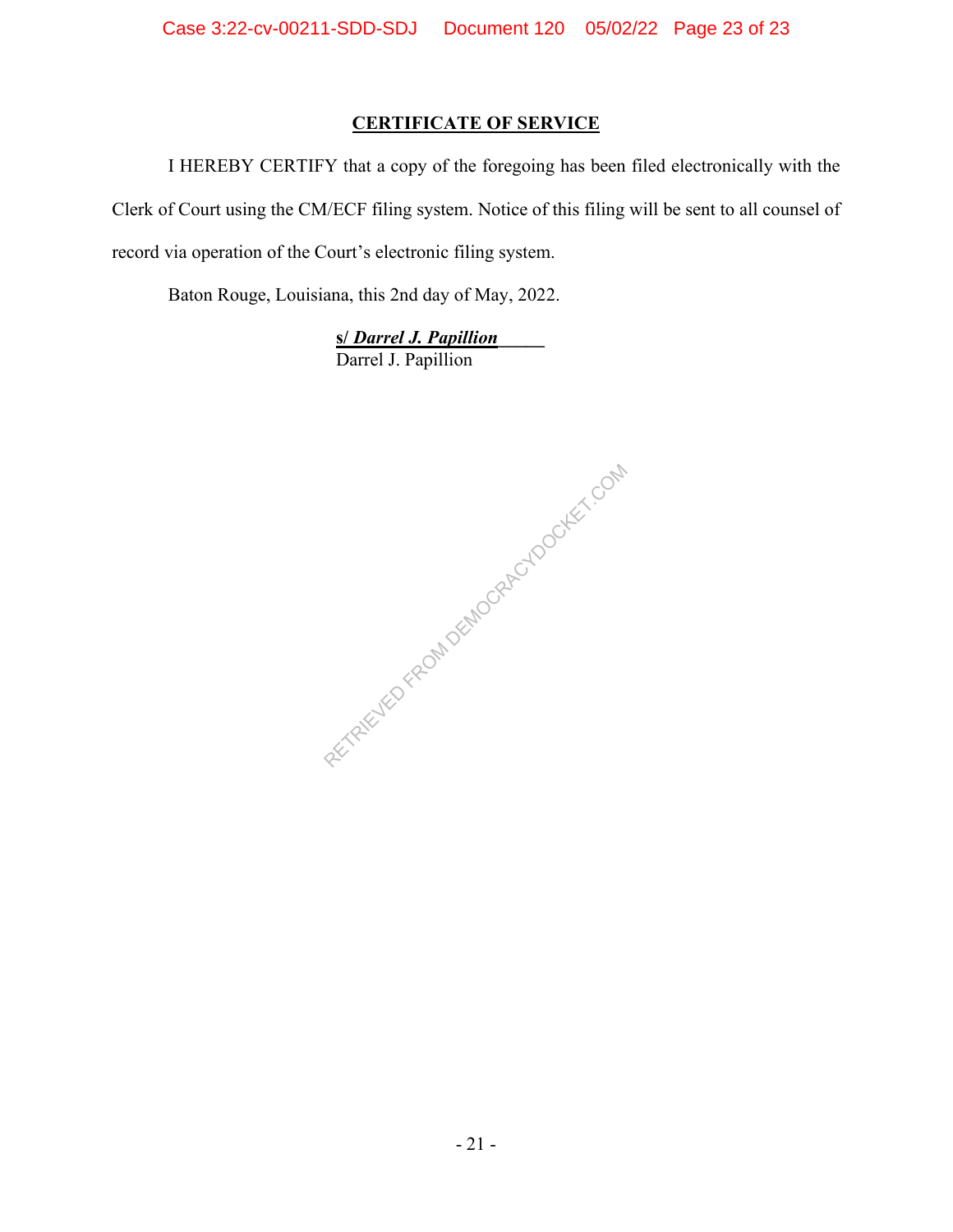**CERTIFICATE OF SERVICE**

I HEREBY CERTIFY that a copy of the foregoing has been filed electronically with the Clerk of Court using the CM/ECF filing system. Notice of this filing will be sent to all counsel of record via operation of the Court's electronic filing system.

Baton Rouge, Louisiana, this 2nd day of May, 2022.

s/ ***Darrel J. Papillion***
Darrel J. Papillion